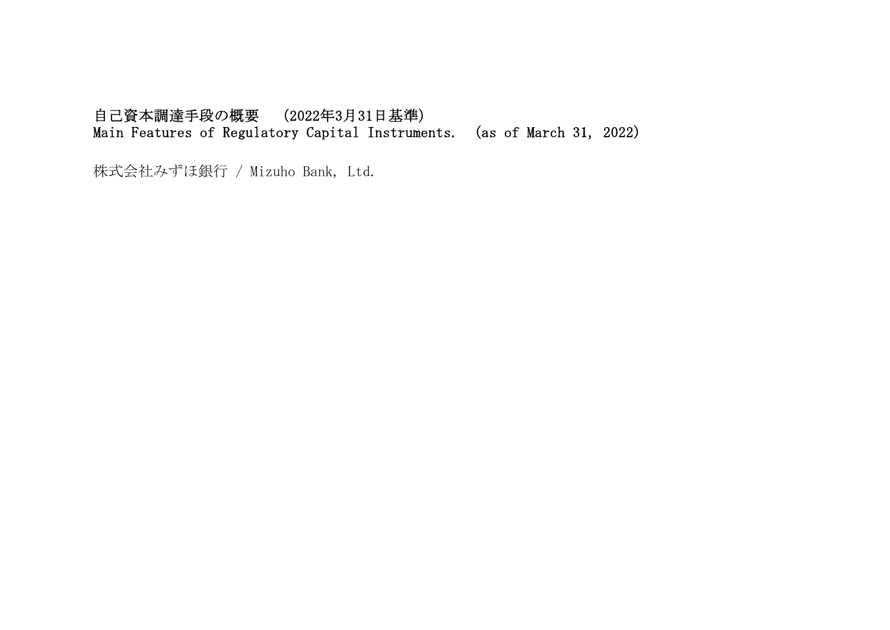# 自己資本調達手段の概要　(2022年3月31日基準)
# Main Features of Regulatory Capital Instruments.　(as of March 31, 2022)

株式会社みずほ銀行 / Mizuho Bank, Ltd.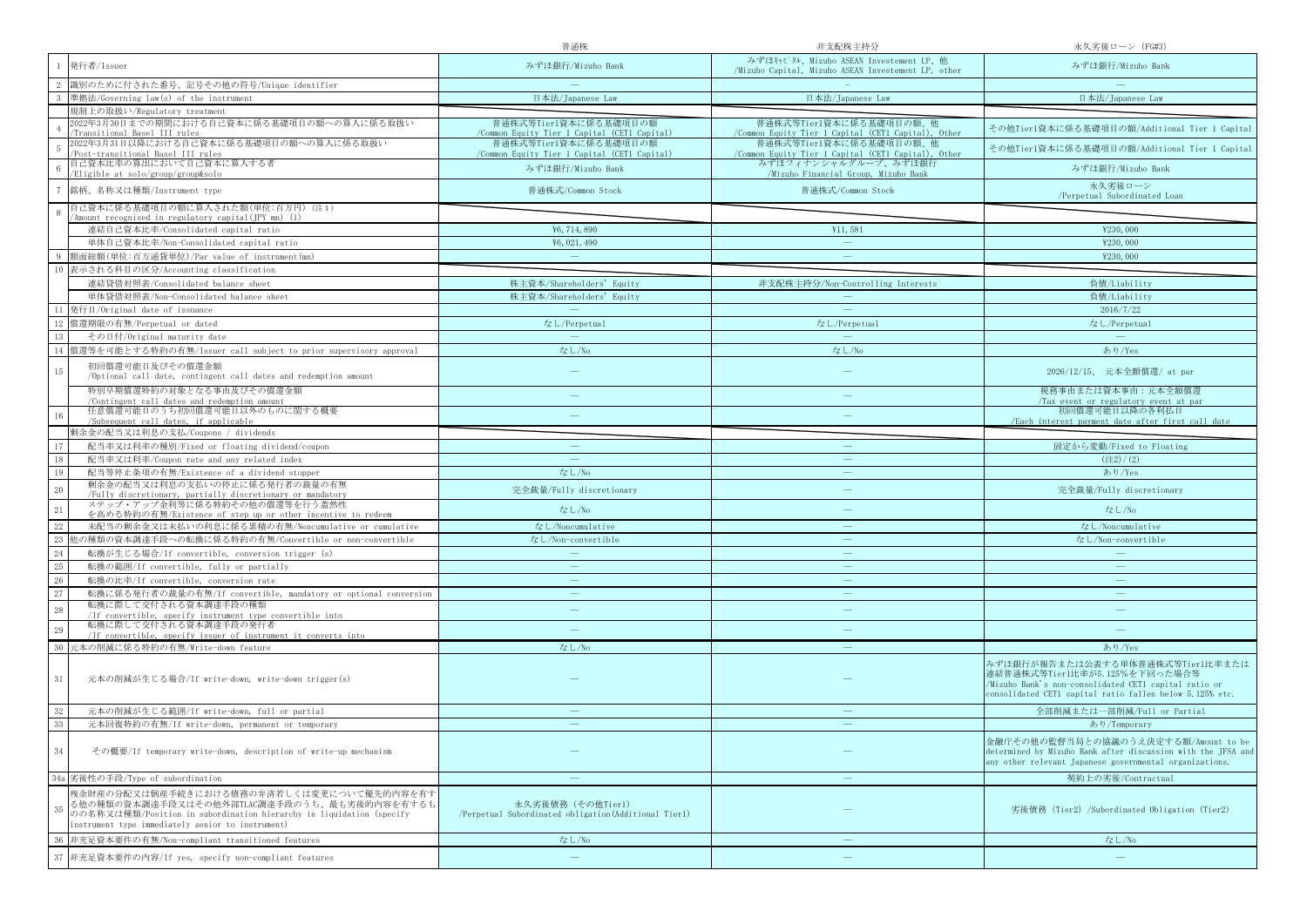| | | 普通株 | 非支配株主持分 | 永久劣後ローン（FG#3） |
|---|---|---|---|---|
| 1 | 発行者/Issuer | みずほ銀行/Mizuho Bank | みずほｷｬﾋﾟﾀﾙ、Mizuho ASEAN Investement LP、他 /Mizuho Capital, Mizuho ASEAN Investement LP, other | みずほ銀行/Mizuho Bank |
| 2 | 識別のために付された番号、記号その他の符号/Unique identifier | — | — | — |
| 3 | 準拠法/Governing law(s) of the instrument | 日本法/Japanese Law | 日本法/Japanese Law | 日本法/Japanese Law |
| | 規制上の取扱い/Regulatory treatment | | | |
| 4 | 2022年3月30日までの期間における自己資本に係る基礎項目の額への算入に係る取扱い /Transitional Basel III rules | 普通株式等Tier1資本に係る基礎項目の額 /Common Equity Tier 1 Capital (CET1 Capital) | 普通株式等Tier1資本に係る基礎項目の額、他 /Common Equity Tier 1 Capital (CET1 Capital), Other | その他Tier1資本に係る基礎項目の額/Additional Tier 1 Capital |
| 5 | 2022年3月31日以降における自己資本に係る基礎項目の額への算入に係る取扱い /Post-transitional Basel III rules | 普通株式等Tier1資本に係る基礎項目の額 /Common Equity Tier 1 Capital (CET1 Capital) | 普通株式等Tier1資本に係る基礎項目の額、他 /Common Equity Tier 1 Capital (CET1 Capital), Other | その他Tier1資本に係る基礎項目の額/Additional Tier 1 Capital |
| 6 | 自己資本比率の算出において自己資本に算入する者 /Eligible at solo/group/group&solo | みずほ銀行/Mizuho Bank | みずほフィナンシャルグループ、みずほ銀行 /Mizuho Financial Group, Mizuho Bank | みずほ銀行/Mizuho Bank |
| 7 | 銘柄、名称又は種類/Instrument type | 普通株式/Common Stock | 普通株式/Common Stock | 永久劣後ローン /Perpetual Subordinated Loan |
| 8 | 自己資本に係る基礎項目の額に算入された額(単位：百万円) (注1) /Amount recognised in regulatory capital(JPY mn) (1) | | | |
| | 連結自己資本比率/Consolidated capital ratio | ¥6,714,890 | ¥11,581 | ¥230,000 |
| | 単体自己資本比率/Non-Consolidated capital ratio | ¥6,021,490 | — | ¥230,000 |
| 9 | 額面総額(単位：百万通貨単位)/Par value of instrument(mn) | — | — | ¥230,000 |
| 10 | 表示される科目の区分/Accounting classification | | | |
| | 連結貸借対照表/Consolidated balance sheet | 株主資本/Shareholders' Equity | 非支配株主持分/Non-Controlling Interests | 負債/Liability |
| | 単体貸借対照表/Non-Consolidated balance sheet | 株主資本/Shareholders' Equity | — | 負債/Liability |
| 11 | 発行日/Original date of issuance | — | — | 2016/7/22 |
| 12 | 償還期限の有無/Perpetual or dated | なし/Perpetual | なし/Perpetual | なし/Perpetual |
| 13 | その日付/Original maturity date | — | — | — |
| 14 | 償還等を可能とする特約の有無/Issuer call subject to prior supervisory approval | なし/No | なし/No | あり/Yes |
| 15 | 初回償還可能日及びその償還金額 /Optional call date, contingent call dates and redemption amount | — | — | 2026/12/15、 元本全額償還/ at par |
| | 特別早期償還特約の対象となる事由及びその償還金額 /Contingent call dates and redemption amount | — | — | 税務事由または資本事由：元本全額償還 /Tax event or regulatory event at par |
| 16 | 任意償還可能日のうち初回償還可能日以外のものに関する概要 /Subsequent call dates, if applicable | — | — | 初回償還可能日以降の各利払日 /Each interest payment date after first call date |
| | 剰余金の配当又は利息の支払/Coupons / dividends | | | |
| 17 | 配当率又は利率の種別/Fixed or floating dividend/coupon | — | — | 固定から変動/Fixed to Floating |
| 18 | 配当率又は利率/Coupon rate and any related index | — | — | (注2)/(2) |
| 19 | 配当等停止条項の有無/Existence of a dividend stopper | なし/No | — | あり/Yes |
| 20 | 剰余金の配当又は利息の支払いの停止に係る発行者の裁量の有無 /Fully discretionary, partially discretionary or mandatory | 完全裁量/Fully discretionary | — | 完全裁量/Fully discretionary |
| 21 | ステップ・アップ金利等に係る特約その他の償還等を行う蓋然性を高める特約の有無/Existence of step up or other incentive to redeem | なし/No | — | なし/No |
| 22 | 未配当の剰余金又は未払いの利息に係る累積の有無/Noncumulative or cumulative | なし/Noncumulative | — | なし/Noncumulative |
| 23 | 他の種類の資本調達手段への転換に係る特約の有無/Convertible or non-convertible | なし/Non-convertible | — | なし/Non-convertible |
| 24 | 転換が生じる場合/If convertible, conversion trigger (s) | — | — | — |
| 25 | 転換の範囲/If convertible, fully or partially | — | — | — |
| 26 | 転換の比率/If convertible, conversion rate | — | — | — |
| 27 | 転換に係る発行者の裁量の有無/If convertible, mandatory or optional conversion | — | — | — |
| 28 | 転換に際して交付される資本調達手段の種類 /If convertible, specify instrument type convertible into | — | — | — |
| 29 | 転換に際して交付される資本調達手段の発行者 /If convertible, specify issuer of instrument it converts into | — | — | — |
| 30 | 元本の削減に係る特約の有無/Write-down feature | なし/No | — | あり/Yes |
| 31 | 元本の削減が生じる場合/If write-down, write-down trigger(s) | — | — | みずほ銀行が報告または公表する単体普通株式等Tier1比率または連結普通株式等Tier1比率が5.125%を下回った場合等 /Mizuho Bank's non-consolidated CET1 capital ratio or consolidated CET1 capital ratio fallen below 5.125% etc. |
| 32 | 元本の削減が生じる範囲/If write-down, full or partial | — | — | 全部削減または一部削減/Full or Partial |
| 33 | 元本回復特約の有無/If write-down, permanent or temporary | — | — | あり/Temporary |
| 34 | その概要/If temporary write-down, description of write-up mechanism | — | — | 金融庁その他の監督当局との協議のうえ決定する額/Amount to be determined by Mizuho Bank after discussion with the JFSA and any other relevant Japanese governmental organizations. |
| 34a | 劣後性の手段/Type of subordination | — | — | 契約上の劣後/Contractual |
| 35 | 残余財産の分配又は倒産手続きにおける債務の弁済若しくは変更について優先的内容を有する他の種類の資本調達手段又はその他外部TLAC調達手段のうち、最も劣後的内容を有するものの名称又は種類/Position in subordination hierarchy in liquidation (specify instrument type immediately senior to instrument) | 永久劣後債務 (その他Tier1) /Perpetual Subordinated obligation(Additional Tier1) | — | 劣後債務 (Tier2) /Subordinated Obligation (Tier2) |
| 36 | 非充足資本要件の有無/Non-compliant transitioned features | なし/No | — | なし/No |
| 37 | 非充足資本要件の内容/If yes, specify non-compliant features | — | — | — |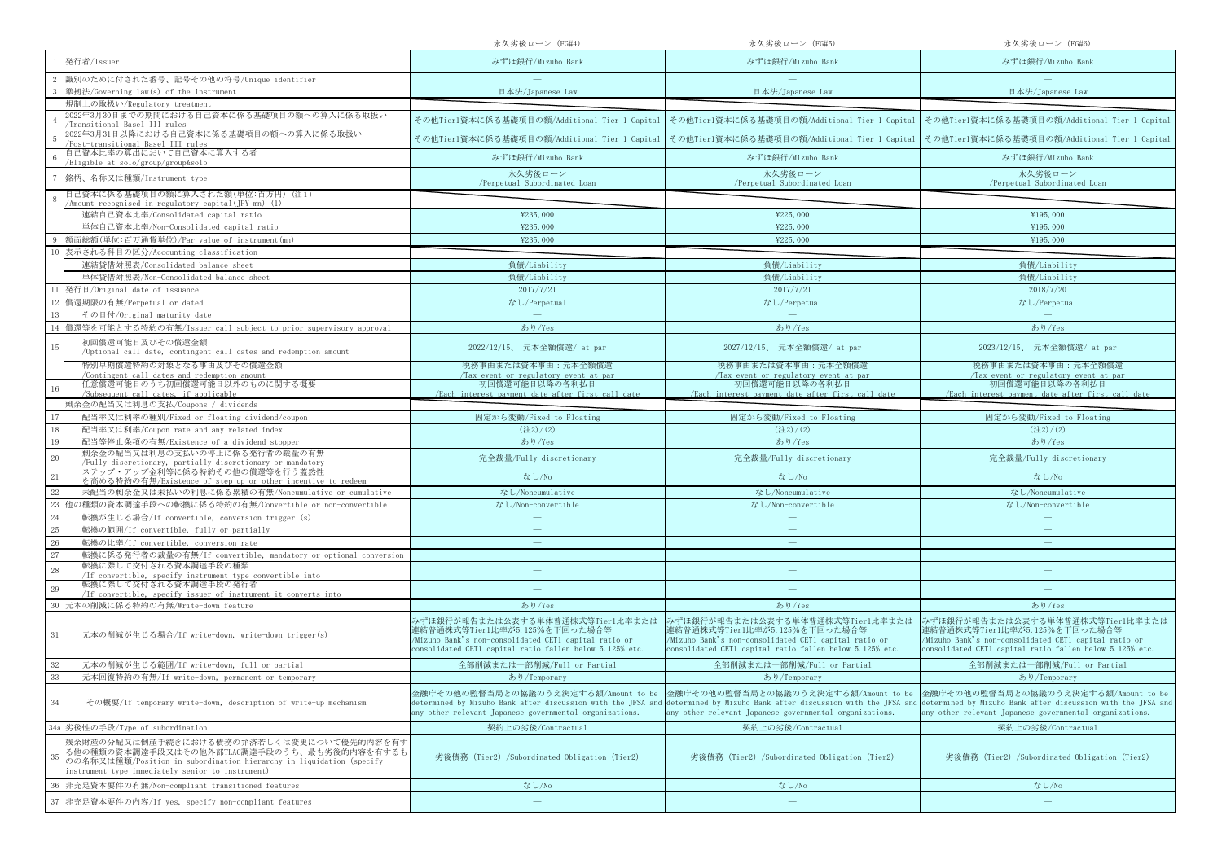| | | 永久劣後ローン（FG#4） | 永久劣後ローン（FG#5） | 永久劣後ローン（FG#6） |
|---|---|---|---|---|
| 1 | 発行者/Issuer | みずほ銀行/Mizuho Bank | みずほ銀行/Mizuho Bank | みずほ銀行/Mizuho Bank |
| 2 | 識別のために付された番号、記号その他の符号/Unique identifier | — | — | — |
| 3 | 準拠法/Governing law(s) of the instrument | 日本法/Japanese Law | 日本法/Japanese Law | 日本法/Japanese Law |
| | 規制上の取扱い/Regulatory treatment | | | |
| 4 | 2022年3月30日までの期間における自己資本に係る基礎項目の額への算入に係る取扱い /Transitional Basel III rules | その他Tier1資本に係る基礎項目の額/Additional Tier 1 Capital | その他Tier1資本に係る基礎項目の額/Additional Tier 1 Capital | その他Tier1資本に係る基礎項目の額/Additional Tier 1 Capital |
| 5 | 2022年3月31日以降における自己資本に係る基礎項目の額への算入に係る取扱い /Post-transitional Basel III rules | その他Tier1資本に係る基礎項目の額/Additional Tier 1 Capital | その他Tier1資本に係る基礎項目の額/Additional Tier 1 Capital | その他Tier1資本に係る基礎項目の額/Additional Tier 1 Capital |
| 6 | 自己資本比率の算出において自己資本に算入する者 /Eligible at solo/group/group&solo | みずほ銀行/Mizuho Bank | みずほ銀行/Mizuho Bank | みずほ銀行/Mizuho Bank |
| 7 | 銘柄、名称又は種類/Instrument type | 永久劣後ローン /Perpetual Subordinated Loan | 永久劣後ローン /Perpetual Subordinated Loan | 永久劣後ローン /Perpetual Subordinated Loan |
| 8 | 自己資本に係る基礎項目の額に算入された額(単位:百万円) (注1) /Amount recognised in regulatory capital(JPY mn) (1) | | | |
| | 連結自己資本比率/Consolidated capital ratio | ¥235,000 | ¥225,000 | ¥195,000 |
| | 単体自己資本比率/Non-Consolidated capital ratio | ¥235,000 | ¥225,000 | ¥195,000 |
| 9 | 額面総額(単位:百万通貨単位)/Par value of instrument(mn) | ¥235,000 | ¥225,000 | ¥195,000 |
| 10 | 表示される科目の区分/Accounting classification | | | |
| | 連結貸借対照表/Consolidated balance sheet | 負債/Liability | 負債/Liability | 負債/Liability |
| | 単体貸借対照表/Non-Consolidated balance sheet | 負債/Liability | 負債/Liability | 負債/Liability |
| 11 | 発行日/Original date of issuance | 2017/7/21 | 2017/7/21 | 2018/7/20 |
| 12 | 償還期限の有無/Perpetual or dated | なし/Perpetual | なし/Perpetual | なし/Perpetual |
| 13 | その日付/Original maturity date | — | — | — |
| 14 | 償還等を可能とする特約の有無/Issuer call subject to prior supervisory approval | あり/Yes | あり/Yes | あり/Yes |
| 15 | 初回償還可能日及びその償還金額 /Optional call date, contingent call dates and redemption amount | 2022/12/15、 元本全額償還/ at par | 2027/12/15、 元本全額償還/ at par | 2023/12/15、 元本全額償還/ at par |
| | 特別早期償還特約の対象となる事由及びその償還金額 /Contingent call dates and redemption amount | 税務事由または資本事由：元本全額償還 /Tax event or regulatory event at par | 税務事由または資本事由：元本全額償還 /Tax event or regulatory event at par | 税務事由または資本事由：元本全額償還 /Tax event or regulatory event at par |
| 16 | 任意償還可能日のうち初回償還可能日以外のものに関する概要 /Subsequent call dates, if applicable | 初回償還可能日以降の各利払日 /Each interest payment date after first call date | 初回償還可能日以降の各利払日 /Each interest payment date after first call date | 初回償還可能日以降の各利払日 /Each interest payment date after first call date |
| | 剰余金の配当又は利息の支払/Coupons / dividends | | | |
| 17 | 配当率又は利率の種別/Fixed or floating dividend/coupon | 固定から変動/Fixed to Floating | 固定から変動/Fixed to Floating | 固定から変動/Fixed to Floating |
| 18 | 配当率又は利率/Coupon rate and any related index | (注2)/(2) | (注2)/(2) | (注2)/(2) |
| 19 | 配当等停止条項の有無/Existence of a dividend stopper | あり/Yes | あり/Yes | あり/Yes |
| 20 | 剰余金の配当又は利息の支払いの停止に係る発行者の裁量の有無 /Fully discretionary, partially discretionary or mandatory | 完全裁量/Fully discretionary | 完全裁量/Fully discretionary | 完全裁量/Fully discretionary |
| 21 | ステップ・アップ金利等に係る特約その他の償還等を行う蓋然性を高める特約の有無/Existence of step up or other incentive to redeem | なし/No | なし/No | なし/No |
| 22 | 未配当の剰余金又は未払いの利息に係る累積の有無/Noncumulative or cumulative | なし/Noncumulative | なし/Noncumulative | なし/Noncumulative |
| 23 | 他の種類の資本調達手段への転換に係る特約の有無/Convertible or non-convertible | なし/Non-convertible | なし/Non-convertible | なし/Non-convertible |
| 24 | 転換が生じる場合/If convertible, conversion trigger (s) | — | — | — |
| 25 | 転換の範囲/If convertible, fully or partially | — | — | — |
| 26 | 転換の比率/If convertible, conversion rate | — | — | — |
| 27 | 転換に係る発行者の裁量の有無/If convertible, mandatory or optional conversion | — | — | — |
| 28 | 転換に際して交付される資本調達手段の種類 /If convertible, specify instrument type convertible into | — | — | — |
| 29 | 転換に際して交付される資本調達手段の発行者 /If convertible, specify issuer of instrument it converts into | — | — | — |
| 30 | 元本の削減に係る特約の有無/Write-down feature | あり/Yes | あり/Yes | あり/Yes |
| 31 | 元本の削減が生じる場合/If write-down, write-down trigger(s) | みずほ銀行が報告または公表する単体普通株式等Tier1比率または連結普通株式等Tier1比率が5.125％を下回った場合等 /Mizuho Bank's non-consolidated CET1 capital ratio or consolidated CET1 capital ratio fallen below 5.125% etc. | みずほ銀行が報告または公表する単体普通株式等Tier1比率または連結普通株式等Tier1比率が5.125％を下回った場合等 /Mizuho Bank's non-consolidated CET1 capital ratio or consolidated CET1 capital ratio fallen below 5.125% etc. | みずほ銀行が報告または公表する単体普通株式等Tier1比率または連結普通株式等Tier1比率が5.125％を下回った場合等 /Mizuho Bank's non-consolidated CET1 capital ratio or consolidated CET1 capital ratio fallen below 5.125% etc. |
| 32 | 元本の削減が生じる範囲/If write-down, full or partial | 全部削減または一部削減/Full or Partial | 全部削減または一部削減/Full or Partial | 全部削減または一部削減/Full or Partial |
| 33 | 元本回復特約の有無/If write-down, permanent or temporary | あり/Temporary | あり/Temporary | あり/Temporary |
| 34 | その概要/If temporary write-down, description of write-up mechanism | 金融庁その他の監督当局との協議のうえ決定する額/Amount to be determined by Mizuho Bank after discussion with the JFSA and any other relevant Japanese governmental organizations. | 金融庁その他の監督当局との協議のうえ決定する額/Amount to be determined by Mizuho Bank after discussion with the JFSA and any other relevant Japanese governmental organizations. | 金融庁その他の監督当局との協議のうえ決定する額/Amount to be determined by Mizuho Bank after discussion with the JFSA and any other relevant Japanese governmental organizations. |
| 34a | 劣後性の手段/Type of subordination | 契約上の劣後/Contractual | 契約上の劣後/Contractual | 契約上の劣後/Contractual |
| 35 | 残余財産の分配又は倒産手続きにおける債務の弁済若しくは変更について優先的内容を有する他の種類の資本調達手段又はその他外部TLAC調達手段のうち、最も劣後的内容を有するものの名称又は種類/Position in subordination hierarchy in liquidation (specify instrument type immediately senior to instrument) | 劣後債務（Tier2）/Subordinated Obligation (Tier2) | 劣後債務（Tier2）/Subordinated Obligation (Tier2) | 劣後債務（Tier2）/Subordinated Obligation (Tier2) |
| 36 | 非充足資本要件の有無/Non-compliant transitioned features | なし/No | なし/No | なし/No |
| 37 | 非充足資本要件の内容/If yes, specify non-compliant features | — | — | — |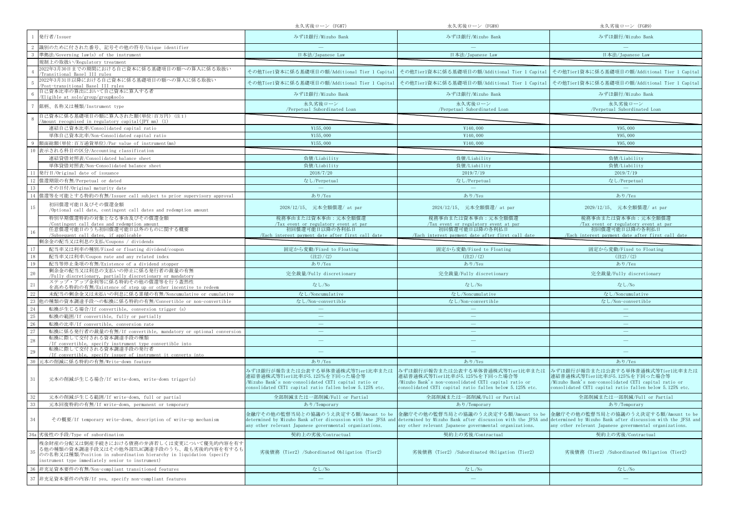| | | 永久劣後ローン（FG#7） | 永久劣後ローン（FG#8） | 永久劣後ローン（FG#9） |
|---|---|---|---|---|
| 1 | 発行者/Issuer | みずほ銀行/Mizuho Bank | みずほ銀行/Mizuho Bank | みずほ銀行/Mizuho Bank |
| 2 | 識別のために付された番号、記号その他の符号/Unique identifier | ― | ― | ― |
| 3 | 準拠法/Governing law(s) of the instrument | 日本法/Japanese Law | 日本法/Japanese Law | 日本法/Japanese Law |
| | 規制上の取扱い/Regulatory treatment | | | |
| 4 | 2022年3月30日までの期間における自己資本に係る基礎項目の額への算入に係る取扱い /Transitional Basel III rules | その他Tier1資本に係る基礎項目の額/Additional Tier 1 Capital | その他Tier1資本に係る基礎項目の額/Additional Tier 1 Capital | その他Tier1資本に係る基礎項目の額/Additional Tier 1 Capital |
| 5 | 2022年3月31日以降における自己資本に係る基礎項目の額への算入に係る取扱い /Post-transitional Basel III rules | その他Tier1資本に係る基礎項目の額/Additional Tier 1 Capital | その他Tier1資本に係る基礎項目の額/Additional Tier 1 Capital | その他Tier1資本に係る基礎項目の額/Additional Tier 1 Capital |
| 6 | 自己資本比率の算出において自己資本に算入する者 /Eligible at solo/group/group&solo | みずほ銀行/Mizuho Bank | みずほ銀行/Mizuho Bank | みずほ銀行/Mizuho Bank |
| 7 | 銘柄、名称又は種類/Instrument type | 永久劣後ローン /Perpetual Subordinated Loan | 永久劣後ローン /Perpetual Subordinated Loan | 永久劣後ローン /Perpetual Subordinated Loan |
| 8 | 自己資本に係る基礎項目の額に算入された額(単位:百万円) (注1) /Amount recognised in regulatory capital(JPY mn) (1) | | | |
| | 連結自己資本比率/Consolidated capital ratio | ¥155,000 | ¥140,000 | ¥95,000 |
| | 単体自己資本比率/Non-Consolidated capital ratio | ¥155,000 | ¥140,000 | ¥95,000 |
| 9 | 額面総額(単位:百万通貨単位)/Par value of instrument(mn) | ¥155,000 | ¥140,000 | ¥95,000 |
| 10 | 表示される科目の区分/Accounting classification | | | |
| | 連結貸借対照表/Consolidated balance sheet | 負債/Liability | 負債/Liability | 負債/Liability |
| | 単体貸借対照表/Non-Consolidated balance sheet | 負債/Liability | 負債/Liability | 負債/Liability |
| 11 | 発行日/Original date of issuance | 2018/7/20 | 2019/7/19 | 2019/7/19 |
| 12 | 償還期限の有無/Perpetual or dated | なし/Perpetual | なし/Perpetual | なし/Perpetual |
| 13 | その日付/Original maturity date | ― | ― | ― |
| 14 | 償還等を可能とする特約の有無/Issuer call subject to prior supervisory approval | あり/Yes | あり/Yes | あり/Yes |
| 15 | 初回償還可能日及びその償還金額 /Optional call date, contingent call dates and redemption amount | 2028/12/15、 元本全額償還/ at par | 2024/12/15、 元本全額償還/ at par | 2029/12/15、 元本全額償還/ at par |
| | 特別早期償還特約の対象となる事由及びその償還金額 /Contingent call dates and redemption amount | 税務事由または資本事由：元本全額償還 /Tax event or regulatory event at par | 税務事由または資本事由：元本全額償還 /Tax event or regulatory event at par | 税務事由または資本事由：元本全額償還 /Tax event or regulatory event at par |
| 16 | 任意償還可能日のうち初回償還可能日以外のものに関する概要 /Subsequent call dates, if applicable | 初回償還可能日以降の各利払日 /Each interest payment date after first call date | 初回償還可能日以降の各利払日 /Each interest payment date after first call date | 初回償還可能日以降の各利払日 /Each interest payment date after first call date |
| | 剰余金の配当又は利息の支払/Coupons / dividends | | | |
| 17 | 配当率又は利率の種別/Fixed or floating dividend/coupon | 固定から変動/Fixed to Floating | 固定から変動/Fixed to Floating | 固定から変動/Fixed to Floating |
| 18 | 配当率又は利率/Coupon rate and any related index | (注2)/(2) | (注2)/(2) | (注2)/(2) |
| 19 | 配当等停止条項の有無/Existence of a dividend stopper | あり/Yes | あり/Yes | あり/Yes |
| 20 | 剰余金の配当又は利息の支払いの停止に係る発行者の裁量の有無 /Fully discretionary, partially discretionary or mandatory | 完全裁量/Fully discretionary | 完全裁量/Fully discretionary | 完全裁量/Fully discretionary |
| 21 | ステップ・アップ金利等に係る特約その他の償還等を行う蓋然性を高める特約の有無/Existence of step up or other incentive to redeem | なし/No | なし/No | なし/No |
| 22 | 未配当の剰余金又は未払いの利息に係る累積の有無/Noncumulative or cumulative | なし/Noncumulative | なし/Noncumulative | なし/Noncumulative |
| 23 | 他の種類の資本調達手段への転換に係る特約の有無/Convertible or non-convertible | なし/Non-convertible | なし/Non-convertible | なし/Non-convertible |
| 24 | 転換が生じる場合/If convertible, conversion trigger (s) | ― | ― | ― |
| 25 | 転換の範囲/If convertible, fully or partially | ― | ― | ― |
| 26 | 転換の比率/If convertible, conversion rate | ― | ― | ― |
| 27 | 転換に係る発行者の裁量の有無/If convertible, mandatory or optional conversion | ― | ― | ― |
| 28 | 転換に際して交付される資本調達手段の種類 /If convertible, specify instrument type convertible into | ― | ― | ― |
| 29 | 転換に際して交付される資本調達手段の発行者 /If convertible, specify issuer of instrument it converts into | ― | ― | ― |
| 30 | 元本の削減に係る特約の有無/Write-down feature | あり/Yes | あり/Yes | あり/Yes |
| 31 | 元本の削減が生じる場合/If write-down, write-down trigger(s) | みずほ銀行が報告または公表する単体普通株式等Tier1比率または連結普通株式等Tier1比率が5.125%を下回った場合等 /Mizuho Bank's non-consolidated CET1 capital ratio or consolidated CET1 capital ratio fallen below 5.125% etc. | みずほ銀行が報告または公表する単体普通株式等Tier1比率または連結普通株式等Tier1比率が5.125%を下回った場合等 /Mizuho Bank's non-consolidated CET1 capital ratio or consolidated CET1 capital ratio fallen below 5.125% etc. | みずほ銀行が報告または公表する単体普通株式等Tier1比率または連結普通株式等Tier1比率が5.125%を下回った場合等 /Mizuho Bank's non-consolidated CET1 capital ratio or consolidated CET1 capital ratio fallen below 5.125% etc. |
| 32 | 元本の削減が生じる範囲/If write-down, full or partial | 全部削減または一部削減/Full or Partial | 全部削減または一部削減/Full or Partial | 全部削減または一部削減/Full or Partial |
| 33 | 元本回復特約の有無/If write-down, permanent or temporary | あり/Temporary | あり/Temporary | あり/Temporary |
| 34 | その概要/If temporary write-down, description of write-up mechanism | 金融庁その他の監督当局との協議のうえ決定する額/Amount to be determined by Mizuho Bank after discussion with the JFSA and any other relevant Japanese governmental organizations. | 金融庁その他の監督当局との協議のうえ決定する額/Amount to be determined by Mizuho Bank after discussion with the JFSA and any other relevant Japanese governmental organizations. | 金融庁その他の監督当局との協議のうえ決定する額/Amount to be determined by Mizuho Bank after discussion with the JFSA and any other relevant Japanese governmental organizations. |
| 34a | 劣後性の手段/Type of subordination | 契約上の劣後/Contractual | 契約上の劣後/Contractual | 契約上の劣後/Contractual |
| 35 | 残余財産の分配又は倒産手続きにおける債務の弁済若しくは変更について優先的内容を有する他の種類の資本調達手段又はその他外部TLAC調達手段のうち、最も劣後的内容を有するものの名称又は種類/Position in subordination hierarchy in liquidation (specify instrument type immediately senior to instrument) | 劣後債務 (Tier2) /Subordinated Obligation (Tier2) | 劣後債務 (Tier2) /Subordinated Obligation (Tier2) | 劣後債務 (Tier2) /Subordinated Obligation (Tier2) |
| 36 | 非充足資本要件の有無/Non-compliant transitioned features | なし/No | なし/No | なし/No |
| 37 | 非充足資本要件の内容/If yes, specify non-compliant features | ― | ― | ― |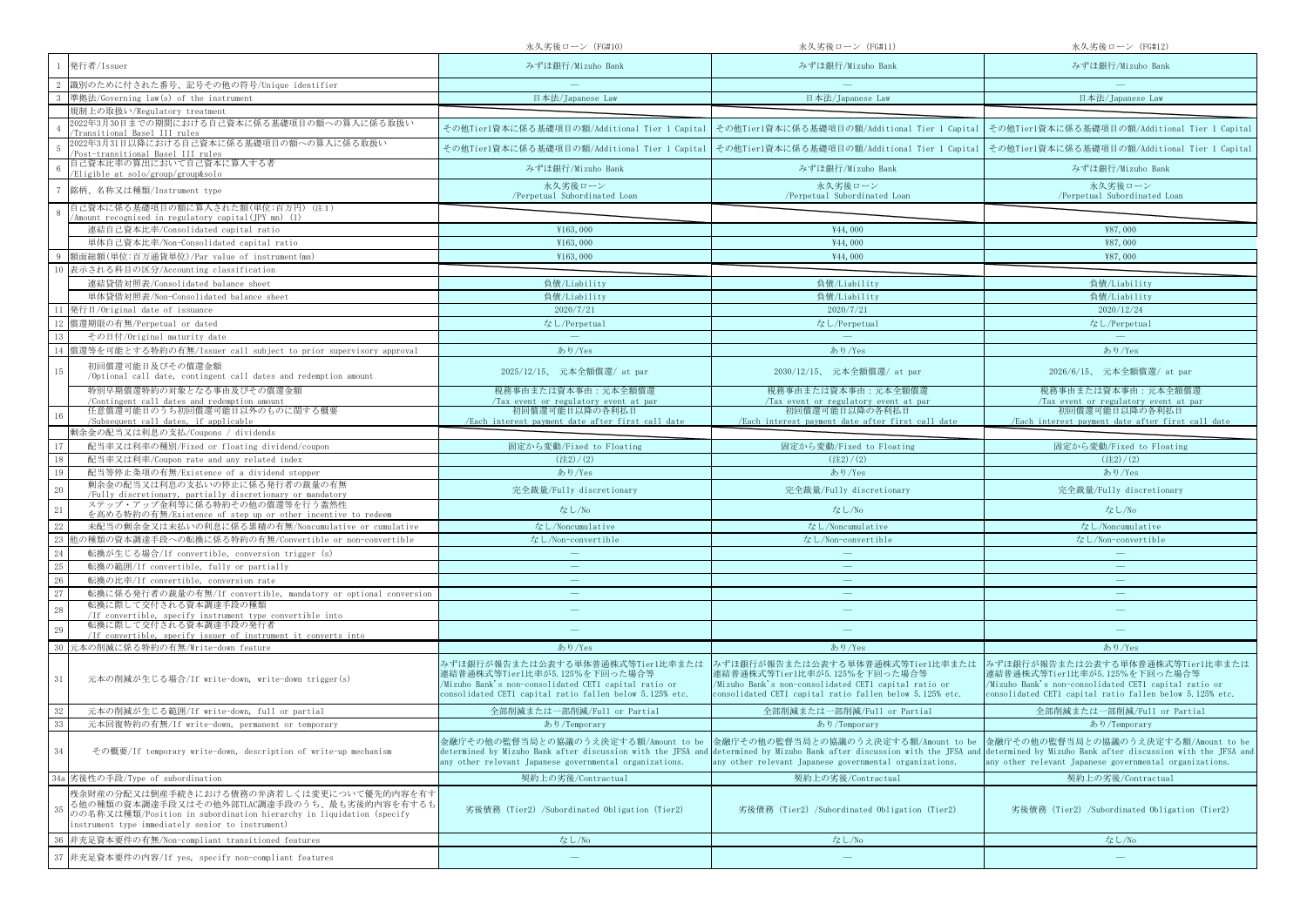| | | 永久劣後ローン (FG#10) | 永久劣後ローン (FG#11) | 永久劣後ローン (FG#12) |
|---|---|---|---|---|
| 1 | 発行者/Issuer | みずほ銀行/Mizuho Bank | みずほ銀行/Mizuho Bank | みずほ銀行/Mizuho Bank |
| 2 | 識別のために付された番号、記号その他の符号/Unique identifier | — | — | — |
| 3 | 準拠法/Governing law(s) of the instrument | 日本法/Japanese Law | 日本法/Japanese Law | 日本法/Japanese Law |
| | 規制上の取扱い/Regulatory treatment | | | |
| 4 | 2022年3月30日までの期間における自己資本に係る基礎項目の額への算入に係る取扱い /Transitional Basel III rules | その他Tier1資本に係る基礎項目の額/Additional Tier 1 Capital | その他Tier1資本に係る基礎項目の額/Additional Tier 1 Capital | その他Tier1資本に係る基礎項目の額/Additional Tier 1 Capital |
| 5 | 2022年3月31日以降における自己資本に係る基礎項目の額への算入に係る取扱い /Post-transitional Basel III rules | その他Tier1資本に係る基礎項目の額/Additional Tier 1 Capital | その他Tier1資本に係る基礎項目の額/Additional Tier 1 Capital | その他Tier1資本に係る基礎項目の額/Additional Tier 1 Capital |
| 6 | 自己資本比率の算出において自己資本に算入する者 /Eligible at solo/group/group&solo | みずほ銀行/Mizuho Bank | みずほ銀行/Mizuho Bank | みずほ銀行/Mizuho Bank |
| 7 | 銘柄、名称又は種類/Instrument type | 永久劣後ローン /Perpetual Subordinated Loan | 永久劣後ローン /Perpetual Subordinated Loan | 永久劣後ローン /Perpetual Subordinated Loan |
| 8 | 自己資本に係る基礎項目の額に算入された額(単位:百万円) (注1) /Amount recognised in regulatory capital(JPY mn) (1) | | | |
| | 連結自己資本比率/Consolidated capital ratio | ¥163,000 | ¥44,000 | ¥87,000 |
| | 単体自己資本比率/Non-Consolidated capital ratio | ¥163,000 | ¥44,000 | ¥87,000 |
| 9 | 額面総額(単位:百万通貨単位)/Par value of instrument(mn) | ¥163,000 | ¥44,000 | ¥87,000 |
| 10 | 表示される科目の区分/Accounting classification | | | |
| | 連結貸借対照表/Consolidated balance sheet | 負債/Liability | 負債/Liability | 負債/Liability |
| | 単体貸借対照表/Non-Consolidated balance sheet | 負債/Liability | 負債/Liability | 負債/Liability |
| 11 | 発行日/Original date of issuance | 2020/7/21 | 2020/7/21 | 2020/12/24 |
| 12 | 償還期限の有無/Perpetual or dated | なし/Perpetual | なし/Perpetual | なし/Perpetual |
| 13 | その日付/Original maturity date | — | — | — |
| 14 | 償還等を可能とする特約の有無/Issuer call subject to prior supervisory approval | あり/Yes | あり/Yes | あり/Yes |
| 15 | 初回償還可能日及びその償還金額 /Optional call date, contingent call dates and redemption amount | 2025/12/15、 元本全額償還/ at par | 2030/12/15、 元本全額償還/ at par | 2026/6/15、 元本全額償還/ at par |
| | 特別早期償還特約の対象となる事由及びその償還金額 /Contingent call dates and redemption amount | 税務事由または資本事由：元本全額償還 /Tax event or regulatory event at par | 税務事由または資本事由：元本全額償還 /Tax event or regulatory event at par | 税務事由または資本事由：元本全額償還 /Tax event or regulatory event at par |
| 16 | 任意償還可能日のうち初回償還可能日以外のものに関する概要 /Subsequent call dates, if applicable | 初回償還可能日以降の各利払日 /Each interest payment date after first call date | 初回償還可能日以降の各利払日 /Each interest payment date after first call date | 初回償還可能日以降の各利払日 /Each interest payment date after first call date |
| | 剰余金の配当又は利息の支払/Coupons / dividends | | | |
| 17 | 配当率又は利率の種別/Fixed or floating dividend/coupon | 固定から変動/Fixed to Floating | 固定から変動/Fixed to Floating | 固定から変動/Fixed to Floating |
| 18 | 配当率又は利率及びこれに関連する指標/Coupon rate and any related index | (注2)/(2) | (注2)/(2) | (注2)/(2) |
| 19 | 配当等停止条項の有無/Existence of a dividend stopper | あり/Yes | あり/Yes | あり/Yes |
| 20 | 剰余金の配当又は利息の支払いの停止に係る発行者の裁量の有無 /Fully discretionary, partially discretionary or mandatory | 完全裁量/Fully discretionary | 完全裁量/Fully discretionary | 完全裁量/Fully discretionary |
| 21 | ステップ・アップ金利等に係る特約その他の償還等を行う蓋然性を高める特約の有無/Existence of step up or other incentive to redeem | なし/No | なし/No | なし/No |
| 22 | 未配当の剰余金又は未払いの利息に係る累積の有無/Noncumulative or cumulative | なし/Noncumulative | なし/Noncumulative | なし/Noncumulative |
| 23 | 他の種類の資本調達手段への転換に係る特約の有無/Convertible or non-convertible | なし/Non-convertible | なし/Non-convertible | なし/Non-convertible |
| 24 | 転換が生じる場合/If convertible, conversion trigger (s) | — | — | — |
| 25 | 転換の範囲/If convertible, fully or partially | — | — | — |
| 26 | 転換の比率/If convertible, conversion rate | — | — | — |
| 27 | 転換に係る発行者の裁量の有無/If convertible, mandatory or optional conversion | — | — | — |
| 28 | 転換に際して交付される資本調達手段の種類 /If convertible, specify instrument type convertible into | — | — | — |
| 29 | 転換に際して交付される資本調達手段の発行者 /If convertible, specify issuer of instrument it converts into | — | — | — |
| 30 | 元本の削減に係る特約の有無/Write-down feature | あり/Yes | あり/Yes | あり/Yes |
| 31 | 元本の削減が生じる場合/If write-down, write-down trigger(s) | みずほ銀行が報告または公表する単体普通株式等Tier1比率または連結普通株式等Tier1比率が5.125%を下回った場合等 /Mizuho Bank's non-consolidated CET1 capital ratio or consolidated CET1 capital ratio fallen below 5.125% etc. | みずほ銀行が報告または公表する単体普通株式等Tier1比率または連結普通株式等Tier1比率が5.125%を下回った場合等 /Mizuho Bank's non-consolidated CET1 capital ratio or consolidated CET1 capital ratio fallen below 5.125% etc. | みずほ銀行が報告または公表する単体普通株式等Tier1比率または連結普通株式等Tier1比率が5.125%を下回った場合等 /Mizuho Bank's non-consolidated CET1 capital ratio or consolidated CET1 capital ratio fallen below 5.125% etc. |
| 32 | 元本の削減が生じる範囲/If write-down, full or partial | 全部削減または一部削減/Full or Partial | 全部削減または一部削減/Full or Partial | 全部削減または一部削減/Full or Partial |
| 33 | 元本回復特約の有無/If write-down, permanent or temporary | あり/Temporary | あり/Temporary | あり/Temporary |
| 34 | その概要/If temporary write-down, description of write-up mechanism | 金融庁その他の監督当局との協議のうえ決定する額/Amount to be determined by Mizuho Bank after discussion with the JFSA and any other relevant Japanese governmental organizations. | 金融庁その他の監督当局との協議のうえ決定する額/Amount to be determined by Mizuho Bank after discussion with the JFSA and any other relevant Japanese governmental organizations. | 金融庁その他の監督当局との協議のうえ決定する額/Amount to be determined by Mizuho Bank after discussion with the JFSA and any other relevant Japanese governmental organizations. |
| 34a | 劣後性の手段/Type of subordination | 契約上の劣後/Contractual | 契約上の劣後/Contractual | 契約上の劣後/Contractual |
| 35 | 残余財産の分配又は倒産手続きにおける債務の弁済若しくは変更について優先的内容を有する他の種類の資本調達手段又はその他外部TLAC調達手段のうち、最も劣後的内容を有するものの名称又は種類/Position in subordination hierarchy in liquidation (specify instrument type immediately senior to instrument) | 劣後債務 (Tier2) /Subordinated Obligation (Tier2) | 劣後債務 (Tier2) /Subordinated Obligation (Tier2) | 劣後債務 (Tier2) /Subordinated Obligation (Tier2) |
| 36 | 非充足資本要件の有無/Non-compliant transitioned features | なし/No | なし/No | なし/No |
| 37 | 非充足資本要件の内容/If yes, specify non-compliant features | — | — | — |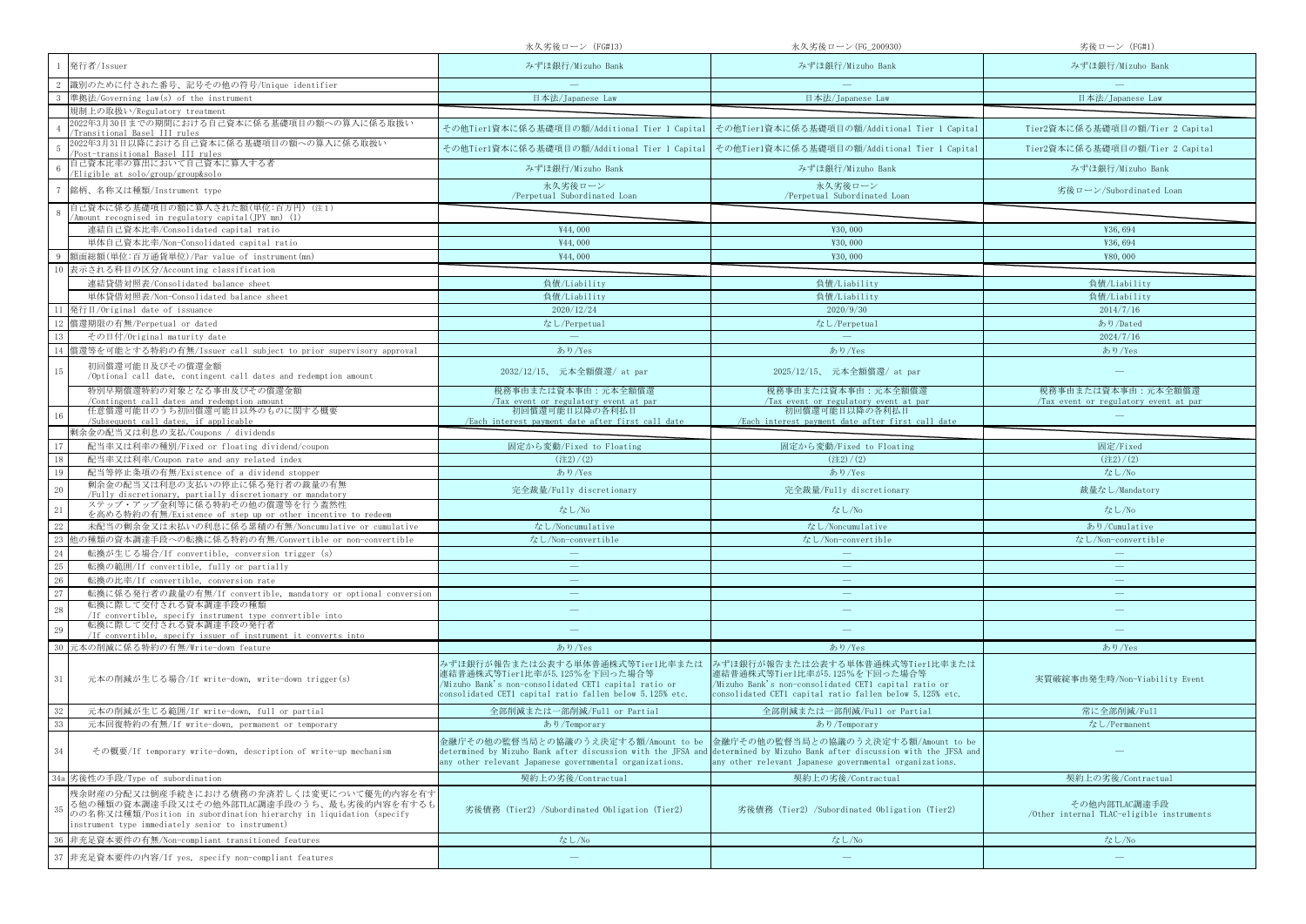| | | 永久劣後ローン（FG#13） | 永久劣後ローン(FG_200930) | 劣後ローン（FG#1） |
|---|---|---|---|---|
| 1 | 発行者/Issuer | みずほ銀行/Mizuho Bank | みずほ銀行/Mizuho Bank | みずほ銀行/Mizuho Bank |
| 2 | 識別のために付された番号、記号その他の符号/Unique identifier | — | — | — |
| 3 | 準拠法/Governing law(s) of the instrument | 日本法/Japanese Law | 日本法/Japanese Law | 日本法/Japanese Law |
| | 規制上の取扱い/Regulatory treatment | | | |
| 4 | 2022年3月30日までの期間における自己資本に係る基礎項目の額への算入に係る取扱い /Transitional Basel III rules | その他Tier1資本に係る基礎項目の額/Additional Tier 1 Capital | その他Tier1資本に係る基礎項目の額/Additional Tier 1 Capital | Tier2資本に係る基礎項目の額/Tier 2 Capital |
| 5 | 2022年3月31日以降における自己資本に係る基礎項目の額への算入に係る取扱い /Post-transitional Basel III rules | その他Tier1資本に係る基礎項目の額/Additional Tier 1 Capital | その他Tier1資本に係る基礎項目の額/Additional Tier 1 Capital | Tier2資本に係る基礎項目の額/Tier 2 Capital |
| 6 | 自己資本比率の算出において自己資本に算入する者 /Eligible at solo/group/group&solo | みずほ銀行/Mizuho Bank | みずほ銀行/Mizuho Bank | みずほ銀行/Mizuho Bank |
| 7 | 銘柄、名称又は種類/Instrument type | 永久劣後ローン /Perpetual Subordinated Loan | 永久劣後ローン /Perpetual Subordinated Loan | 劣後ローン/Subordinated Loan |
| 8 | 自己資本に係る基礎項目の額に算入された額(単位:百万円) (注1) /Amount recognised in regulatory capital(JPY mn) (1) | | | |
| | 連結自己資本比率/Consolidated capital ratio | ¥44,000 | ¥30,000 | ¥36,694 |
| | 単体自己資本比率/Non-Consolidated capital ratio | ¥44,000 | ¥30,000 | ¥36,694 |
| 9 | 額面総額(単位:百万通貨単位)/Par value of instrument(mn) | ¥44,000 | ¥30,000 | ¥80,000 |
| 10 | 表示される科目の区分/Accounting classification | | | |
| | 連結貸借対照表/Consolidated balance sheet | 負債/Liability | 負債/Liability | 負債/Liability |
| | 単体貸借対照表/Non-Consolidated balance sheet | 負債/Liability | 負債/Liability | 負債/Liability |
| 11 | 発行日/Original date of issuance | 2020/12/24 | 2020/9/30 | 2014/7/16 |
| 12 | 償還期限の有無/Perpetual or dated | なし/Perpetual | なし/Perpetual | あり/Dated |
| 13 | その日付/Original maturity date | — | — | 2024/7/16 |
| 14 | 償還等を可能とする特約の有無/Issuer call subject to prior supervisory approval | あり/Yes | あり/Yes | あり/Yes |
| 15 | 初回償還可能日及びその償還金額 /Optional call date, contingent call dates and redemption amount | 2032/12/15、 元本全額償還/ at par | 2025/12/15、 元本全額償還/ at par | — |
| | 特別早期償還特約の対象となる事由及びその償還金額 /Contingent call dates and redemption amount | 税務事由または資本事由：元本全額償還 /Tax event or regulatory event at par | 税務事由または資本事由：元本全額償還 /Tax event or regulatory event at par | 税務事由または資本事由：元本全額償還 /Tax event or regulatory event at par |
| 16 | 任意償還可能日のうち初回償還可能日以外のものに関する概要 /Subsequent call dates, if applicable | 初回償還可能日以降の各利払日 /Each interest payment date after first call date | 初回償還可能日以降の各利払日 /Each interest payment date after first call date | — |
| | 剰余金の配当又は利息の支払/Coupons / dividends | | | |
| 17 | 配当率又は利率の種別/Fixed or floating dividend/coupon | 固定から変動/Fixed to Floating | 固定から変動/Fixed to Floating | 固定/Fixed |
| 18 | 配当率又は利率/Coupon rate and any related index | (注2)/(2) | (注2)/(2) | (注2)/(2) |
| 19 | 配当等停止条項の有無/Existence of a dividend stopper | あり/Yes | あり/Yes | なし/No |
| 20 | 剰余金の配当又は利息の支払いの停止に係る発行者の裁量の有無 /Fully discretionary, partially discretionary or mandatory | 完全裁量/Fully discretionary | 完全裁量/Fully discretionary | 裁量なし/Mandatory |
| 21 | ステップ・アップ金利等に係る特約その他の償還等を行う蓋然性を高める特約の有無/Existence of step up or other incentive to redeem | なし/No | なし/No | なし/No |
| 22 | 未配当の剰余金又は未払いの利息に係る累積の有無/Noncumulative or cumulative | なし/Noncumulative | なし/Noncumulative | あり/Cumulative |
| 23 | 他の種類の資本調達手段への転換に係る特約の有無/Convertible or non-convertible | なし/Non-convertible | なし/Non-convertible | なし/Non-convertible |
| 24 | 転換が生じる場合/If convertible, conversion trigger (s) | — | — | — |
| 25 | 転換の範囲/If convertible, fully or partially | — | — | — |
| 26 | 転換の比率/If convertible, conversion rate | — | — | — |
| 27 | 転換に係る発行者の裁量の有無/If convertible, mandatory or optional conversion | — | — | — |
| 28 | 転換に際して交付される資本調達手段の種類 /If convertible, specify instrument type convertible into | — | — | — |
| 29 | 転換に際して交付される資本調達手段の発行者 /If convertible, specify issuer of instrument it converts into | — | — | — |
| 30 | 元本の削減に係る特約の有無/Write-down feature | あり/Yes | あり/Yes | あり/Yes |
| 31 | 元本の削減が生じる場合/If write-down, write-down trigger(s) | みずほ銀行が報告または公表する単体普通株式等Tier1比率または連結普通株式等Tier1比率が5.125%を下回った場合等 /Mizuho Bank's non-consolidated CET1 capital ratio or consolidated CET1 capital ratio fallen below 5.125% etc. | みずほ銀行が報告または公表する単体普通株式等Tier1比率または連結普通株式等Tier1比率が5.125%を下回った場合等 /Mizuho Bank's non-consolidated CET1 capital ratio or consolidated CET1 capital ratio fallen below 5.125% etc. | 実質破綻事由発生時/Non-Viability Event |
| 32 | 元本の削減が生じる範囲/If write-down, full or partial | 全部削減または一部削減/Full or Partial | 全部削減または一部削減/Full or Partial | 常に全部削減/Full |
| 33 | 元本回復特約の有無/If write-down, permanent or temporary | あり/Temporary | あり/Temporary | なし/Permanent |
| 34 | その概要/If temporary write-down, description of write-up mechanism | 金融庁その他の監督当局との協議のうえ決定する額/Amount to be determined by Mizuho Bank after discussion with the JFSA and any other relevant Japanese governmental organizations. | 金融庁その他の監督当局との協議のうえ決定する額/Amount to be determined by Mizuho Bank after discussion with the JFSA and any other relevant Japanese governmental organizations. | — |
| 34a | 劣後性の手段/Type of subordination | 契約上の劣後/Contractual | 契約上の劣後/Contractual | 契約上の劣後/Contractual |
| 35 | 残余財産の分配又は倒産手続きにおける債務の弁済若しくは変更について優先的内容を有する他の種類の資本調達手段又はその他外部TLAC調達手段のうち、最も劣後的内容を有するものの名称又は種類/Position in subordination hierarchy in liquidation (specify instrument type immediately senior to instrument) | 劣後債務 (Tier2) /Subordinated Obligation (Tier2) | 劣後債務 (Tier2) /Subordinated Obligation (Tier2) | その他内部TLAC調達手段 /Other internal TLAC-eligible instruments |
| 36 | 非充足資本要件の有無/Non-compliant transitioned features | なし/No | なし/No | なし/No |
| 37 | 非充足資本要件の内容/If yes, specify non-compliant features | — | — | — |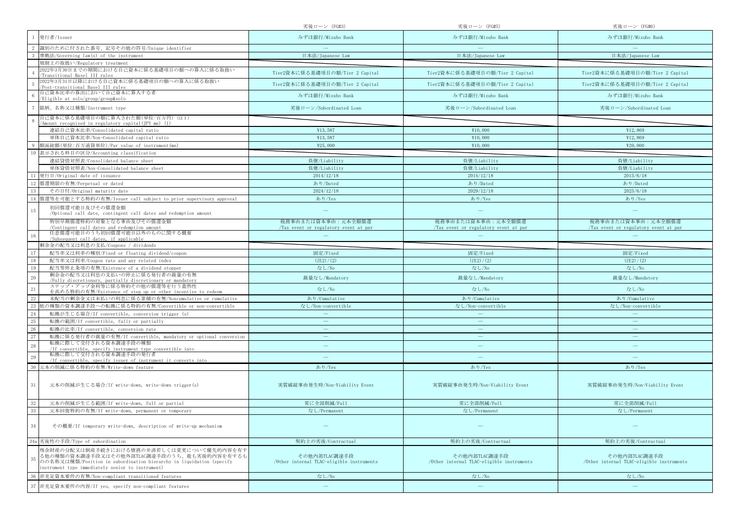| | | 劣後ローン (FG#3) | 劣後ローン (FG#5) | 劣後ローン (FG#6) |
|---|---|---|---|---|
| 1 | 発行者/Issuer | みずほ銀行/Mizuho Bank | みずほ銀行/Mizuho Bank | みずほ銀行/Mizuho Bank |
| 2 | 識別のために付された番号、記号その他の符号/Unique identifier | ― | ― | ― |
| 3 | 準拠法/Governing law(s) of the instrument | 日本法/Japanese Law | 日本法/Japanese Law | 日本法/Japanese Law |
| | 規制上の取扱い/Regulatory treatment | | | |
| 4 | 2022年3月30日までの期間における自己資本に係る基礎項目の額への算入に係る取扱い /Transitional Basel III rules | Tier2資本に係る基礎項目の額/Tier 2 Capital | Tier2資本に係る基礎項目の額/Tier 2 Capital | Tier2資本に係る基礎項目の額/Tier 2 Capital |
| 5 | 2022年3月31日以降における自己資本に係る基礎項目の額への算入に係る取扱い /Post-transitional Basel III rules | Tier2資本に係る基礎項目の額/Tier 2 Capital | Tier2資本に係る基礎項目の額/Tier 2 Capital | Tier2資本に係る基礎項目の額/Tier 2 Capital |
| 6 | 自己資本比率の算出において自己資本に算入する者 /Eligible at solo/group/group&solo | みずほ銀行/Mizuho Bank | みずほ銀行/Mizuho Bank | みずほ銀行/Mizuho Bank |
| 7 | 銘柄、名称又は種類/Instrument type | 劣後ローン/Subordinated Loan | 劣後ローン/Subordinated Loan | 劣後ローン/Subordinated Loan |
| 8 | 自己資本に係る基礎項目の額に算入された額(単位:百万円) (注1) /Amount recognised in regulatory capital(JPY mn) (1) | | | |
| | 連結自己資本比率/Consolidated capital ratio | ¥13,587 | ¥10,000 | ¥12,869 |
| | 単体自己資本比率/Non-Consolidated capital ratio | ¥13,587 | ¥10,000 | ¥12,869 |
| 9 | 額面総額(単位:百万通貨単位)/Par value of instrument(mn) | ¥25,000 | ¥10,000 | ¥20,000 |
| 10 | 表示される科目の区分/Accounting classification | | | |
| | 連結貸借対照表/Consolidated balance sheet | 負債/Liability | 負債/Liability | 負債/Liability |
| | 単体貸借対照表/Non-Consolidated balance sheet | 負債/Liability | 負債/Liability | 負債/Liability |
| 11 | 発行日/Original date of issuance | 2014/12/18 | 2014/12/18 | 2015/6/18 |
| 12 | 償還期限の有無/Perpetual or dated | あり/Dated | あり/Dated | あり/Dated |
| 13 | その日付/Original maturity date | 2024/12/18 | 2029/12/18 | 2025/6/18 |
| 14 | 償還等を可能とする特約の有無/Issuer call subject to prior supervisory approval | あり/Yes | あり/Yes | あり/Yes |
| 15 | 初回償還可能日及びその償還金額 /Optional call date, contingent call dates and redemption amount | ― | ― | ― |
| | 特別早期償還特約の対象となる事由及びその償還金額 /Contingent call dates and redemption amount | 税務事由または資本事由：元本全額償還 /Tax event or regulatory event at par | 税務事由または資本事由：元本全額償還 /Tax event or regulatory event at par | 税務事由または資本事由：元本全額償還 /Tax event or regulatory event at par |
| 16 | 任意償還可能日のうち初回償還可能日以外のものに関する概要 /Subsequent call dates, if applicable | ― | ― | ― |
| | 剰余金の配当又は利息の支払/Coupons / dividends | | | |
| 17 | 配当率又は利率の種別/Fixed or floating dividend/coupon | 固定/Fixed | 固定/Fixed | 固定/Fixed |
| 18 | 配当率又は利率/Coupon rate and any related index | (注2)/(2) | (注2)/(2) | (注2)/(2) |
| 19 | 配当等停止条項の有無/Existence of a dividend stopper | なし/No | なし/No | なし/No |
| 20 | 剰余金の配当又は利息の支払いの停止に係る発行者の裁量の有無 /Fully discretionary, partially discretionary or mandatory | 裁量なし/Mandatory | 裁量なし/Mandatory | 裁量なし/Mandatory |
| 21 | ステップ・アップ金利等に係る特約その他の償還等を行う蓋然性を高める特約の有無/Existence of step up or other incentive to redeem | なし/No | なし/No | なし/No |
| 22 | 未配当の剰余金又は未払いの利息に係る累積の有無/Noncumulative or cumulative | あり/Cumulative | あり/Cumulative | あり/Cumulative |
| 23 | 他の種類の資本調達手段への転換に係る特約の有無/Convertible or non-convertible | なし/Non-convertible | なし/Non-convertible | なし/Non-convertible |
| 24 | 転換が生じる場合/If convertible, conversion trigger (s) | ― | ― | ― |
| 25 | 転換の範囲/If convertible, fully or partially | ― | ― | ― |
| 26 | 転換の比率/If convertible, conversion rate | ― | ― | ― |
| 27 | 転換に係る発行者の裁量の有無/If convertible, mandatory or optional conversion | ― | ― | ― |
| 28 | 転換に際して交付される資本調達手段の種類 /If convertible, specify instrument type convertible into | ― | ― | ― |
| 29 | 転換に際して交付される資本調達手段の発行者 /If convertible, specify issuer of instrument it converts into | ― | ― | ― |
| 30 | 元本の削減に係る特約の有無/Write-down feature | あり/Yes | あり/Yes | あり/Yes |
| 31 | 元本の削減が生じる場合/If write-down, write-down trigger(s) | 実質破綻事由発生時/Non-Viability Event | 実質破綻事由発生時/Non-Viability Event | 実質破綻事由発生時/Non-Viability Event |
| 32 | 元本の削減が生じる範囲/If write-down, full or partial | 常に全部削減/Full | 常に全部削減/Full | 常に全部削減/Full |
| 33 | 元本回復特約の有無/If write-down, permanent or temporary | なし/Permanent | なし/Permanent | なし/Permanent |
| 34 | その概要/If temporary write-down, description of write-up mechanism | ― | ― | ― |
| 34a | 劣後性の手段/Type of subordination | 契約上の劣後/Contractual | 契約上の劣後/Contractual | 契約上の劣後/Contractual |
| 35 | 残余財産の分配又は倒産手続きにおける債務の弁済若しくは変更について優先的内容を有する他の種類の資本調達手段又はその他外部TLAC調達手段のうち、最も劣後的内容を有するものの名称又は種類/Position in subordination hierarchy in liquidation (specify instrument type immediately senior to instrument) | その他内部TLAC調達手段 /Other internal TLAC-eligible instruments | その他内部TLAC調達手段 /Other internal TLAC-eligible instruments | その他内部TLAC調達手段 /Other internal TLAC-eligible instruments |
| 36 | 非充足資本要件の有無/Non-compliant transitioned features | なし/No | なし/No | なし/No |
| 37 | 非充足資本要件の内容/If yes, specify non-compliant features | ― | ― | ― |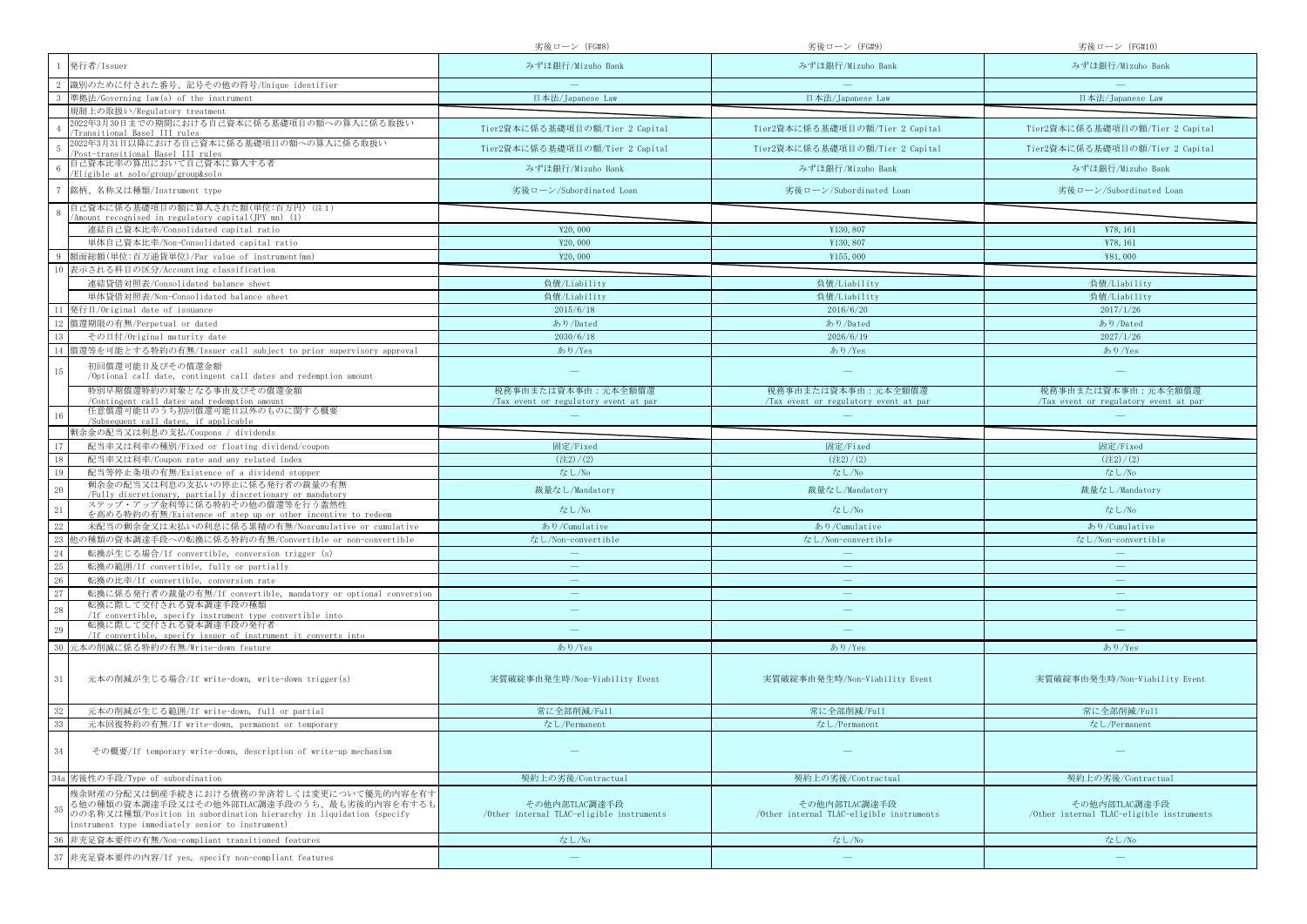| | | 劣後ローン（FG#8） | 劣後ローン（FG#9） | 劣後ローン（FG#10） |
|---|---|---|---|---|
| 1 | 発行者/Issuer | みずほ銀行/Mizuho Bank | みずほ銀行/Mizuho Bank | みずほ銀行/Mizuho Bank |
| 2 | 識別のために付された番号、記号その他の符号/Unique identifier | ― | ― | ― |
| 3 | 準拠法/Governing law(s) of the instrument | 日本法/Japanese Law | 日本法/Japanese Law | 日本法/Japanese Law |
| | 規制上の取扱い/Regulatory treatment | | | |
| 4 | 2022年3月30日までの期間における自己資本に係る基礎項目の額への算入に係る取扱い/Transitional Basel III rules | Tier2資本に係る基礎項目の額/Tier 2 Capital | Tier2資本に係る基礎項目の額/Tier 2 Capital | Tier2資本に係る基礎項目の額/Tier 2 Capital |
| 5 | 2022年3月31日以降における自己資本に係る基礎項目の額への算入に係る取扱い/Post-transitional Basel III rules | Tier2資本に係る基礎項目の額/Tier 2 Capital | Tier2資本に係る基礎項目の額/Tier 2 Capital | Tier2資本に係る基礎項目の額/Tier 2 Capital |
| 6 | 自己資本比率の算出において自己資本に算入する者/Eligible at solo/group/group&solo | みずほ銀行/Mizuho Bank | みずほ銀行/Mizuho Bank | みずほ銀行/Mizuho Bank |
| 7 | 銘柄、名称又は種類/Instrument type | 劣後ローン/Subordinated Loan | 劣後ローン/Subordinated Loan | 劣後ローン/Subordinated Loan |
| 8 | 自己資本に係る基礎項目の額に算入された額(単位:百万円)（注1）/Amount recognised in regulatory capital(JPY mn)（1） | | | |
| | 連結自己資本比率/Consolidated capital ratio | ¥20,000 | ¥130,807 | ¥78,161 |
| | 単体自己資本比率/Non-Consolidated capital ratio | ¥20,000 | ¥130,807 | ¥78,161 |
| 9 | 額面総額(単位:百万通貨単位)/Par value of instrument(mn) | ¥20,000 | ¥155,000 | ¥81,000 |
| 10 | 表示される科目の区分/Accounting classification | | | |
| | 連結貸借対照表/Consolidated balance sheet | 負債/Liability | 負債/Liability | 負債/Liability |
| | 単体貸借対照表/Non-Consolidated balance sheet | 負債/Liability | 負債/Liability | 負債/Liability |
| 11 | 発行日/Original date of issuance | 2015/6/18 | 2016/6/20 | 2017/1/26 |
| 12 | 償還期限の有無/Perpetual or dated | あり/Dated | あり/Dated | あり/Dated |
| 13 | その日付/Original maturity date | 2030/6/18 | 2026/6/19 | 2027/1/26 |
| 14 | 償還等を可能とする特約の有無/Issuer call subject to prior supervisory approval | あり/Yes | あり/Yes | あり/Yes |
| 15 | 初回償還可能日及びその償還金額/Optional call date, contingent call dates and redemption amount | ― | ― | ― |
| | 特別早期償還特約の対象となる事由及びその償還金額/Contingent call dates and redemption amount | 税務事由または資本事由：元本全額償還/Tax event or regulatory event at par | 税務事由または資本事由：元本全額償還/Tax event or regulatory event at par | 税務事由または資本事由：元本全額償還/Tax event or regulatory event at par |
| 16 | 任意償還可能日のうち初回償還可能日以外のものに関する概要/Subsequent call dates, if applicable | ― | ― | ― |
| | 剰余金の配当又は利息の支払/Coupons / dividends | | | |
| 17 | 配当率又は利率の種別/Fixed or floating dividend/coupon | 固定/Fixed | 固定/Fixed | 固定/Fixed |
| 18 | 配当率又は利率/Coupon rate and any related index | (注2)/(2) | (注2)/(2) | (注2)/(2) |
| 19 | 配当等停止条項の有無/Existence of a dividend stopper | なし/No | なし/No | なし/No |
| 20 | 剰余金の配当又は利息の支払いの停止に係る発行者の裁量の有無/Fully discretionary, partially discretionary or mandatory | 裁量なし/Mandatory | 裁量なし/Mandatory | 裁量なし/Mandatory |
| 21 | ステップ・アップ金利等に係る特約その他の償還等を行う蓋然性を高める特約の有無/Existence of step up or other incentive to redeem | なし/No | なし/No | なし/No |
| 22 | 未配当の剰余金又は未払いの利息に係る累積の有無/Noncumulative or cumulative | あり/Cumulative | あり/Cumulative | あり/Cumulative |
| 23 | 他の種類の資本調達手段への転換に係る特約の有無/Convertible or non-convertible | なし/Non-convertible | なし/Non-convertible | なし/Non-convertible |
| 24 | 転換が生じる場合/If convertible, conversion trigger (s) | ― | ― | ― |
| 25 | 転換の範囲/If convertible, fully or partially | ― | ― | ― |
| 26 | 転換の比率/If convertible, conversion rate | ― | ― | ― |
| 27 | 転換に係る発行者の裁量の有無/If convertible, mandatory or optional conversion | ― | ― | ― |
| 28 | 転換に際して交付される資本調達手段の種類/If convertible, specify instrument type convertible into | ― | ― | ― |
| 29 | 転換に際して交付される資本調達手段の発行者/If convertible, specify issuer of instrument it converts into | ― | ― | ― |
| 30 | 元本の削減に係る特約の有無/Write-down feature | あり/Yes | あり/Yes | あり/Yes |
| 31 | 元本の削減が生じる場合/If write-down, write-down trigger(s) | 実質破綻事由発生時/Non-Viability Event | 実質破綻事由発生時/Non-Viability Event | 実質破綻事由発生時/Non-Viability Event |
| 32 | 元本の削減が生じる範囲/If write-down, full or partial | 常に全部削減/Full | 常に全部削減/Full | 常に全部削減/Full |
| 33 | 元本回復特約の有無/If write-down, permanent or temporary | なし/Permanent | なし/Permanent | なし/Permanent |
| 34 | その概要/If temporary write-down, description of write-up mechanism | ― | ― | ― |
| 34a | 劣後性の手段/Type of subordination | 契約上の劣後/Contractual | 契約上の劣後/Contractual | 契約上の劣後/Contractual |
| 35 | 残余財産の分配又は倒産手続きにおける債務の弁済若しくは変更について優先的内容を有する他の種類の資本調達手段又はその他外部TLAC調達手段のうち、最も劣後的内容を有するものの名称又は種類/Position in subordination hierarchy in liquidation (specify instrument type immediately senior to instrument) | その他内部TLAC調達手段/Other internal TLAC-eligible instruments | その他内部TLAC調達手段/Other internal TLAC-eligible instruments | その他内部TLAC調達手段/Other internal TLAC-eligible instruments |
| 36 | 非充足資本要件の有無/Non-compliant transitioned features | なし/No | なし/No | なし/No |
| 37 | 非充足資本要件の内容/If yes, specify non-compliant features | ― | ― | ― |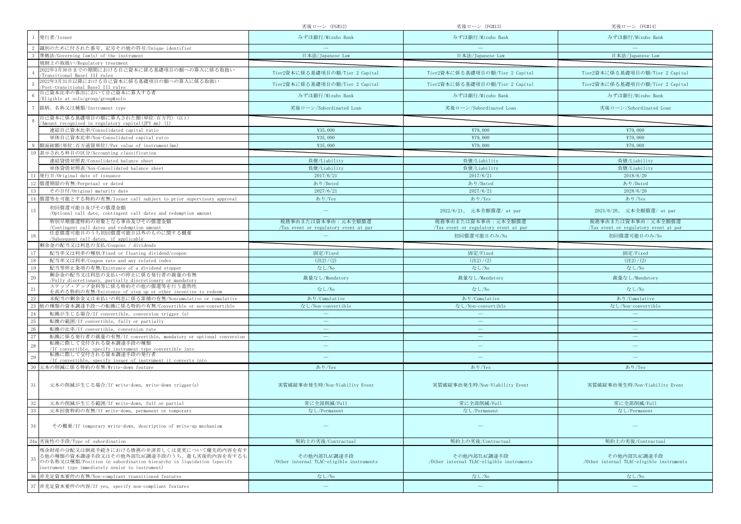| | | 劣後ローン (FG#12) | 劣後ローン (FG#13) | 劣後ローン (FG#14) |
|---|---|---|---|---|
| 1 | 発行者/Issuer | みずほ銀行/Mizuho Bank | みずほ銀行/Mizuho Bank | みずほ銀行/Mizuho Bank |
| 2 | 識別のために付された番号、記号その他の符号/Unique identifier | — | — | — |
| 3 | 準拠法/Governing law(s) of the instrument | 日本法/Japanese Law | 日本法/Japanese Law | 日本法/Japanese Law |
| | 規制上の取扱い/Regulatory treatment | | | |
| 4 | 2022年3月30日までの期間における自己資本に係る基礎項目の額への算入に係る取扱い/Transitional Basel III rules | Tier2資本に係る基礎項目の額/Tier 2 Capital | Tier2資本に係る基礎項目の額/Tier 2 Capital | Tier2資本に係る基礎項目の額/Tier 2 Capital |
| 5 | 2022年3月31日以降における自己資本に係る基礎項目の額への算入に係る取扱い/Post-transitional Basel III rules | Tier2資本に係る基礎項目の額/Tier 2 Capital | Tier2資本に係る基礎項目の額/Tier 2 Capital | Tier2資本に係る基礎項目の額/Tier 2 Capital |
| 6 | 自己資本比率の算出において自己資本に算入する者/Eligible at solo/group/group&solo | みずほ銀行/Mizuho Bank | みずほ銀行/Mizuho Bank | みずほ銀行/Mizuho Bank |
| 7 | 銘柄、名称又は種類/Instrument type | 劣後ローン/Subordinated Loan | 劣後ローン/Subordinated Loan | 劣後ローン/Subordinated Loan |
| 8 | 自己資本に係る基礎項目の額に算入された額(単位:百万円) (注1)/Amount recognised in regulatory capital(JPY mn) (1) | | | |
| | 連結自己資本比率/Consolidated capital ratio | ¥35,000 | ¥79,000 | ¥70,000 |
| | 単体自己資本比率/Non-Consolidated capital ratio | ¥35,000 | ¥79,000 | ¥70,000 |
| 9 | 額面総額(単位:百万通貨単位)/Par value of instrument(mn) | ¥35,000 | ¥79,000 | ¥70,000 |
| 10 | 表示される科目の区分/Accounting classification | | | |
| | 連結貸借対照表/Consolidated balance sheet | 負債/Liability | 負債/Liability | 負債/Liability |
| | 単体貸借対照表/Non-Consolidated balance sheet | 負債/Liability | 負債/Liability | 負債/Liability |
| 11 | 発行日/Original date of issuance | 2017/6/21 | 2017/6/21 | 2018/6/20 |
| 12 | 償還期限の有無/Perpetual or dated | あり/Dated | あり/Dated | あり/Dated |
| 13 | その日付/Original maturity date | 2027/6/21 | 2027/6/21 | 2028/6/20 |
| 14 | 償還等を可能とする特約の有無/Issuer call subject to prior supervisory approval | あり/Yes | あり/Yes | あり/Yes |
| 15 | 初回償還可能日及びその償還金額/Optional call date, contingent call dates and redemption amount | — | 2022/6/21、 元本全額償還/ at par | 2023/6/20、 元本全額償還/ at par |
| | 特別早期償還特約の対象となる事由及びその償還金額/Contingent call dates and redemption amount | 税務事由または資本事由:元本全額償還/Tax event or regulatory event at par | 税務事由または資本事由:元本全額償還/Tax event or regulatory event at par | 税務事由または資本事由:元本全額償還/Tax event or regulatory event at par |
| 16 | 任意償還可能日のうち初回償還可能日以外のものに関する概要/Subsequent call dates, if applicable | — | 初回償還可能日のみ/No | 初回償還可能日のみ/No |
| | 剰余金の配当又は利息の支払/Coupons / dividends | | | |
| 17 | 配当率又は利率の種別/Fixed or floating dividend/coupon | 固定/Fixed | 固定/Fixed | 固定/Fixed |
| 18 | 配当率又は利率/Coupon rate and any related index | (注2)/(2) | (注2)/(2) | (注2)/(2) |
| 19 | 配当等停止条項の有無/Existence of a dividend stopper | なし/No | なし/No | なし/No |
| 20 | 剰余金の配当又は利息の支払いの停止に係る発行者の裁量の有無/Fully discretionary, partially discretionary or mandatory | 裁量なし/Mandatory | 裁量なし/Mandatory | 裁量なし/Mandatory |
| 21 | ステップ・アップ金利等に係る特約その他の償還等を行う蓋然性を高める特約の有無/Existence of step up or other incentive to redeem | なし/No | なし/No | なし/No |
| 22 | 未配当の剰余金又は未払いの利息に係る累積の有無/Noncumulative or cumulative | あり/Cumulative | あり/Cumulative | あり/Cumulative |
| 23 | 他の種類の資本調達手段への転換に係る特約の有無/Convertible or non-convertible | なし/Non-convertible | なし/Non-convertible | なし/Non-convertible |
| 24 | 転換が生じる場合/If convertible, conversion trigger (s) | — | — | — |
| 25 | 転換の範囲/If convertible, fully or partially | — | — | — |
| 26 | 転換の比率/If convertible, conversion rate | — | — | — |
| 27 | 転換に係る発行者の裁量の有無/If convertible, mandatory or optional conversion | — | — | — |
| 28 | 転換に際して交付される資本調達手段の種類/If convertible, specify instrument type convertible into | — | — | — |
| 29 | 転換に際して交付される資本調達手段の発行者/If convertible, specify issuer of instrument it converts into | — | — | — |
| 30 | 元本の削減に係る特約の有無/Write-down feature | あり/Yes | あり/Yes | あり/Yes |
| 31 | 元本の削減が生じる場合/If write-down, write-down trigger(s) | 実質破綻事由発生時/Non-Viability Event | 実質破綻事由発生時/Non-Viability Event | 実質破綻事由発生時/Non-Viability Event |
| 32 | 元本の削減が生じる範囲/If write-down, full or partial | 常に全部削減/Full | 常に全部削減/Full | 常に全部削減/Full |
| 33 | 元本回復特約の有無/If write-down, permanent or temporary | なし/Permanent | なし/Permanent | なし/Permanent |
| 34 | その概要/If temporary write-down, description of write-up mechanism | — | — | — |
| 34a | 劣後性の手段/Type of subordination | 契約上の劣後/Contractual | 契約上の劣後/Contractual | 契約上の劣後/Contractual |
| 35 | 残余財産の分配又は倒産手続きにおける債務の弁済若しくは変更について優先的内容を有する他の種類の資本調達手段又はその他外部TLAC調達手段のうち、最も劣後的内容を有するものの名称又は種類/Position in subordination hierarchy in liquidation (specify instrument type immediately senior to instrument) | その他内部TLAC調達手段/Other internal TLAC-eligible instruments | その他内部TLAC調達手段/Other internal TLAC-eligible instruments | その他内部TLAC調達手段/Other internal TLAC-eligible instruments |
| 36 | 非充足資本要件の有無/Non-compliant transitioned features | なし/No | なし/No | なし/No |
| 37 | 非充足資本要件の内容/If yes, specify non-compliant features | — | — | — |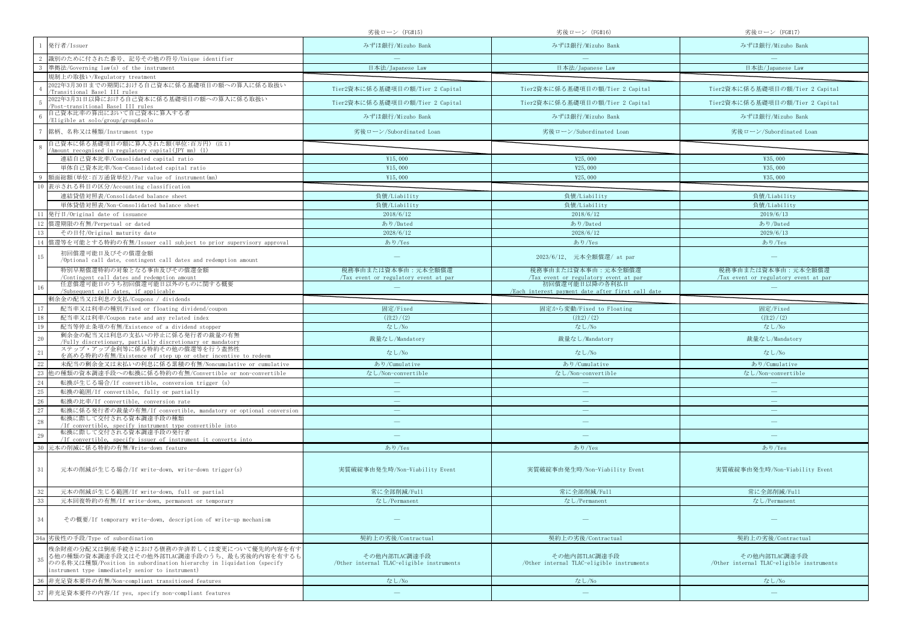| | | 劣後ローン (FG#15) | 劣後ローン (FG#16) | 劣後ローン (FG#17) |
|---|---|---|---|---|
| 1 | 発行者/Issuer | みずほ銀行/Mizuho Bank | みずほ銀行/Mizuho Bank | みずほ銀行/Mizuho Bank |
| 2 | 識別のために付された番号、記号その他の符号/Unique identifier | — | — | — |
| 3 | 準拠法/Governing law(s) of the instrument | 日本法/Japanese Law | 日本法/Japanese Law | 日本法/Japanese Law |
| | 規制上の取扱い/Regulatory treatment | | | |
| 4 | 2022年3月30日までの期間における自己資本に係る基礎項目の額への算入に係る取扱い /Transitional Basel III rules | Tier2資本に係る基礎項目の額/Tier 2 Capital | Tier2資本に係る基礎項目の額/Tier 2 Capital | Tier2資本に係る基礎項目の額/Tier 2 Capital |
| 5 | 2022年3月31日以降における自己資本に係る基礎項目の額への算入に係る取扱い /Post-transitional Basel III rules | Tier2資本に係る基礎項目の額/Tier 2 Capital | Tier2資本に係る基礎項目の額/Tier 2 Capital | Tier2資本に係る基礎項目の額/Tier 2 Capital |
| 6 | 自己資本比率の算出において自己資本に算入する者 /Eligible at solo/group/group&solo | みずほ銀行/Mizuho Bank | みずほ銀行/Mizuho Bank | みずほ銀行/Mizuho Bank |
| 7 | 銘柄、名称又は種類/Instrument type | 劣後ローン/Subordinated Loan | 劣後ローン/Subordinated Loan | 劣後ローン/Subordinated Loan |
| 8 | 自己資本に係る基礎項目の額に算入された額(単位:百万円) (注1) /Amount recognised in regulatory capital(JPY mn) (1) | | | |
| | 連結自己資本比率/Consolidated capital ratio | ¥15,000 | ¥25,000 | ¥35,000 |
| | 単体自己資本比率/Non-Consolidated capital ratio | ¥15,000 | ¥25,000 | ¥35,000 |
| 9 | 額面総額(単位:百万通貨単位)/Par value of instrument(mn) | ¥15,000 | ¥25,000 | ¥35,000 |
| 10 | 表示される科目の区分/Accounting classification | | | |
| | 連結貸借対照表/Consolidated balance sheet | 負債/Liability | 負債/Liability | 負債/Liability |
| | 単体貸借対照表/Non-Consolidated balance sheet | 負債/Liability | 負債/Liability | 負債/Liability |
| 11 | 発行日/Original date of issuance | 2018/6/12 | 2018/6/12 | 2019/6/13 |
| 12 | 償還期限の有無/Perpetual or dated | あり/Dated | あり/Dated | あり/Dated |
| 13 | その日付/Original maturity date | 2028/6/12 | 2028/6/12 | 2029/6/13 |
| 14 | 償還等を可能とする特約の有無/Issuer call subject to prior supervisory approval | あり/Yes | あり/Yes | あり/Yes |
| 15 | 初回償還可能日及びその償還金額 /Optional call date, contingent call dates and redemption amount | — | 2023/6/12、 元本全額償還/ at par | — |
| | 特別早期償還特約の対象となる事由及びその償還金額 /Contingent call dates and redemption amount | 税務事由または資本事由:元本全額償還 /Tax event or regulatory event at par | 税務事由または資本事由:元本全額償還 /Tax event or regulatory event at par | 税務事由または資本事由:元本全額償還 /Tax event or regulatory event at par |
| 16 | 任意償還可能日のうち初回償還可能日以外のものに関する概要 /Subsequent call dates, if applicable | — | 初回償還可能日以降の各利払日 /Each interest payment date after first call date | — |
| | 剰余金の配当又は利息の支払/Coupons / dividends | | | |
| 17 | 配当率又は利率の種別/Fixed or floating dividend/coupon | 固定/Fixed | 固定から変動/Fixed to Floating | 固定/Fixed |
| 18 | 配当率又は利率/Coupon rate and any related index | (注2)/(2) | (注2)/(2) | (注2)/(2) |
| 19 | 配当等停止条項の有無/Existence of a dividend stopper | なし/No | なし/No | なし/No |
| 20 | 剰余金の配当又は利息の支払いの停止に係る発行者の裁量の有無 /Fully discretionary, partially discretionary or mandatory | 裁量なし/Mandatory | 裁量なし/Mandatory | 裁量なし/Mandatory |
| 21 | ステップ・アップ金利等に係る特約その他の償還等を行う蓋然性を高める特約の有無/Existence of step up or other incentive to redeem | なし/No | なし/No | なし/No |
| 22 | 未配当の剰余金又は未払いの利息に係る累積の有無/Noncumulative or cumulative | あり/Cumulative | あり/Cumulative | あり/Cumulative |
| 23 | 他の種類の資本調達手段への転換に係る特約の有無/Convertible or non-convertible | なし/Non-convertible | なし/Non-convertible | なし/Non-convertible |
| 24 | 転換が生じる場合/If convertible, conversion trigger (s) | — | — | — |
| 25 | 転換の範囲/If convertible, fully or partially | — | — | — |
| 26 | 転換の比率/If convertible, conversion rate | — | — | — |
| 27 | 転換に係る発行者の裁量の有無/If convertible, mandatory or optional conversion | — | — | — |
| 28 | 転換に際して交付される資本調達手段の種類 /If convertible, specify instrument type convertible into | — | — | — |
| 29 | 転換に際して交付される資本調達手段の発行者 /If convertible, specify issuer of instrument it converts into | — | — | — |
| 30 | 元本の削減に係る特約の有無/Write-down feature | あり/Yes | あり/Yes | あり/Yes |
| 31 | 元本の削減が生じる場合/If write-down, write-down trigger(s) | 実質破綻事由発生時/Non-Viability Event | 実質破綻事由発生時/Non-Viability Event | 実質破綻事由発生時/Non-Viability Event |
| 32 | 元本の削減が生じる範囲/If write-down, full or partial | 常に全部削減/Full | 常に全部削減/Full | 常に全部削減/Full |
| 33 | 元本回復特約の有無/If write-down, permanent or temporary | なし/Permanent | なし/Permanent | なし/Permanent |
| 34 | その概要/If temporary write-down, description of write-up mechanism | — | — | — |
| 34a | 劣後性の手段/Type of subordination | 契約上の劣後/Contractual | 契約上の劣後/Contractual | 契約上の劣後/Contractual |
| 35 | 残余財産の分配又は倒産手続きにおける債務の弁済若しくは変更について優先的内容を有する他の種類の資本調達手段又はその他外部TLAC調達手段のうち、最も劣後的内容を有するものの名称又は種類/Position in subordination hierarchy in liquidation (specify instrument type immediately senior to instrument) | その他内部TLAC調達手段 /Other internal TLAC-eligible instruments | その他内部TLAC調達手段 /Other internal TLAC-eligible instruments | その他内部TLAC調達手段 /Other internal TLAC-eligible instruments |
| 36 | 非充足資本要件の有無/Non-compliant transitioned features | なし/No | なし/No | なし/No |
| 37 | 非充足資本要件の内容/If yes, specify non-compliant features | — | — | — |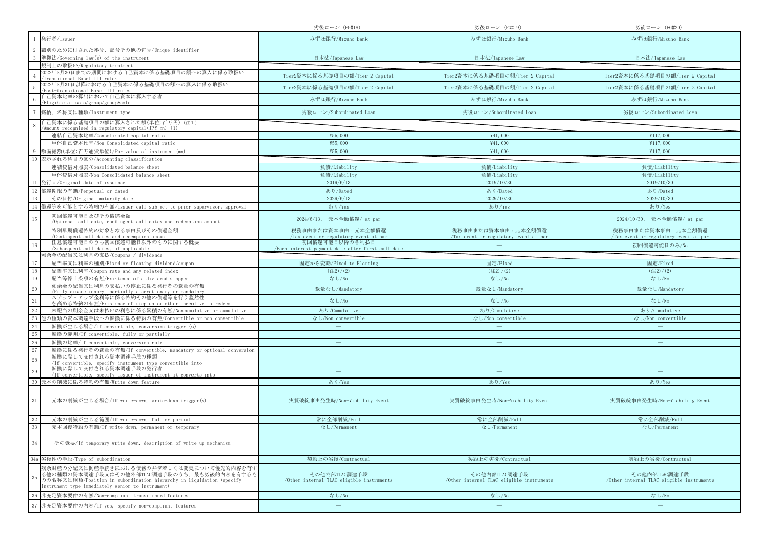| | | 劣後ローン (FG#18) | 劣後ローン (FG#19) | 劣後ローン (FG#20) |
|---|---|---|---|---|
| 1 | 発行者/Issuer | みずほ銀行/Mizuho Bank | みずほ銀行/Mizuho Bank | みずほ銀行/Mizuho Bank |
| 2 | 識別のために付された番号、記号その他の符号/Unique identifier | — | — | — |
| 3 | 準拠法/Governing law(s) of the instrument | 日本法/Japanese Law | 日本法/Japanese Law | 日本法/Japanese Law |
| | 規制上の取扱い/Regulatory treatment | | | |
| 4 | 2022年3月30日までの期間における自己資本に係る基礎項目の額への算入に係る取扱い /Transitional Basel III rules | Tier2資本に係る基礎項目の額/Tier 2 Capital | Tier2資本に係る基礎項目の額/Tier 2 Capital | Tier2資本に係る基礎項目の額/Tier 2 Capital |
| 5 | 2022年3月31日以降における自己資本に係る基礎項目の額への算入に係る取扱い /Post-transitional Basel III rules | Tier2資本に係る基礎項目の額/Tier 2 Capital | Tier2資本に係る基礎項目の額/Tier 2 Capital | Tier2資本に係る基礎項目の額/Tier 2 Capital |
| 6 | 自己資本比率の算出において自己資本に算入する者 /Eligible at solo/group/group&solo | みずほ銀行/Mizuho Bank | みずほ銀行/Mizuho Bank | みずほ銀行/Mizuho Bank |
| 7 | 銘柄、名称又は種類/Instrument type | 劣後ローン/Subordinated Loan | 劣後ローン/Subordinated Loan | 劣後ローン/Subordinated Loan |
| 8 | 自己資本に係る基礎項目の額に算入された額(単位:百万円) (注1) /Amount recognised in regulatory capital(JPY mn) (1) | | | |
| | 連結自己資本比率/Consolidated capital ratio | ¥55,000 | ¥41,000 | ¥117,000 |
| | 単体自己資本比率/Non-Consolidated capital ratio | ¥55,000 | ¥41,000 | ¥117,000 |
| 9 | 額面総額(単位:百万通貨単位)/Par value of instrument(mn) | ¥55,000 | ¥41,000 | ¥117,000 |
| 10 | 表示される科目の区分/Accounting classification | | | |
| | 連結貸借対照表/Consolidated balance sheet | 負債/Liability | 負債/Liability | 負債/Liability |
| | 単体貸借対照表/Non-Consolidated balance sheet | 負債/Liability | 負債/Liability | 負債/Liability |
| 11 | 発行日/Original date of issuance | 2019/6/13 | 2019/10/30 | 2019/10/30 |
| 12 | 償還期限の有無/Perpetual or dated | あり/Dated | あり/Dated | あり/Dated |
| 13 | その日付/Original maturity date | 2029/6/13 | 2029/10/30 | 2029/10/30 |
| 14 | 償還等を可能とする特約の有無/Issuer call subject to prior supervisory approval | あり/Yes | あり/Yes | あり/Yes |
| 15 | 初回償還可能日及びその償還金額 /Optional call date, contingent call dates and redemption amount | 2024/6/13、 元本全額償還/ at par | — | 2024/10/30、 元本全額償還/ at par |
| | 特別早期償還特約の対象となる事由及びその償還金額 /Contingent call dates and redemption amount | 税務事由または資本事由:元本全額償還 /Tax event or regulatory event at par | 税務事由または資本事由:元本全額償還 /Tax event or regulatory event at par | 税務事由または資本事由:元本全額償還 /Tax event or regulatory event at par |
| 16 | 任意償還可能日のうち初回償還可能日以外のものに関する概要 /Subsequent call dates, if applicable | 初回償還可能日以降の各利払日 /Each interest payment date after first call date | — | 初回償還可能日のみ/No |
| | 剰余金の配当又は利息の支払/Coupons / dividends | | | |
| 17 | 配当率又は利率の種別/Fixed or floating dividend/coupon | 固定から変動/Fixed to Floating | 固定/Fixed | 固定/Fixed |
| 18 | 配当率又は利率/Coupon rate and any related index | (注2)/(2) | (注2)/(2) | (注2)/(2) |
| 19 | 配当等停止条項の有無/Existence of a dividend stopper | なし/No | なし/No | なし/No |
| 20 | 剰余金の配当又は利息の支払いの停止に係る発行者の裁量の有無 /Fully discretionary, partially discretionary or mandatory | 裁量なし/Mandatory | 裁量なし/Mandatory | 裁量なし/Mandatory |
| 21 | ステップ・アップ金利等に係る特約その他の償還等を行う蓋然性を高める特約の有無/Existence of step up or other incentive to redeem | なし/No | なし/No | なし/No |
| 22 | 未配当の剰余金又は未払いの利息に係る累積の有無/Noncumulative or cumulative | あり/Cumulative | あり/Cumulative | あり/Cumulative |
| 23 | 他の種類の資本調達手段への転換に係る特約の有無/Convertible or non-convertible | なし/Non-convertible | なし/Non-convertible | なし/Non-convertible |
| 24 | 転換が生じる場合/If convertible, conversion trigger (s) | — | — | — |
| 25 | 転換の範囲/If convertible, fully or partially | — | — | — |
| 26 | 転換の比率/If convertible, conversion rate | — | — | — |
| 27 | 転換に係る発行者の裁量の有無/If convertible, mandatory or optional conversion | — | — | — |
| 28 | 転換に際して交付される資本調達手段の種類 /If convertible, specify instrument type convertible into | — | — | — |
| 29 | 転換に際して交付される資本調達手段の発行者 /If convertible, specify issuer of instrument it converts into | — | — | — |
| 30 | 元本の削減に係る特約の有無/Write-down feature | あり/Yes | あり/Yes | あり/Yes |
| 31 | 元本の削減が生じる場合/If write-down, write-down trigger(s) | 実質破綻事由発生時/Non-Viability Event | 実質破綻事由発生時/Non-Viability Event | 実質破綻事由発生時/Non-Viability Event |
| 32 | 元本の削減が生じる範囲/If write-down, full or partial | 常に全部削減/Full | 常に全部削減/Full | 常に全部削減/Full |
| 33 | 元本回復特約の有無/If write-down, permanent or temporary | なし/Permanent | なし/Permanent | なし/Permanent |
| 34 | その概要/If temporary write-down, description of write-up mechanism | — | — | — |
| 34a | 劣後性の手段/Type of subordination | 契約上の劣後/Contractual | 契約上の劣後/Contractual | 契約上の劣後/Contractual |
| 35 | 残余財産の分配又は倒産手続きにおける債務の弁済若しくは変更について優先的内容を有する他の種類の資本調達手段又はその他外部TLAC調達手段のうち、最も劣後的内容を有するものの名称又は種類/Position in subordination hierarchy in liquidation (specify instrument type immediately senior to instrument) | その他内部TLAC調達手段 /Other internal TLAC-eligible instruments | その他内部TLAC調達手段 /Other internal TLAC-eligible instruments | その他内部TLAC調達手段 /Other internal TLAC-eligible instruments |
| 36 | 非充足資本要件の有無/Non-compliant transitioned features | なし/No | なし/No | なし/No |
| 37 | 非充足資本要件の内容/If yes, specify non-compliant features | — | — | — |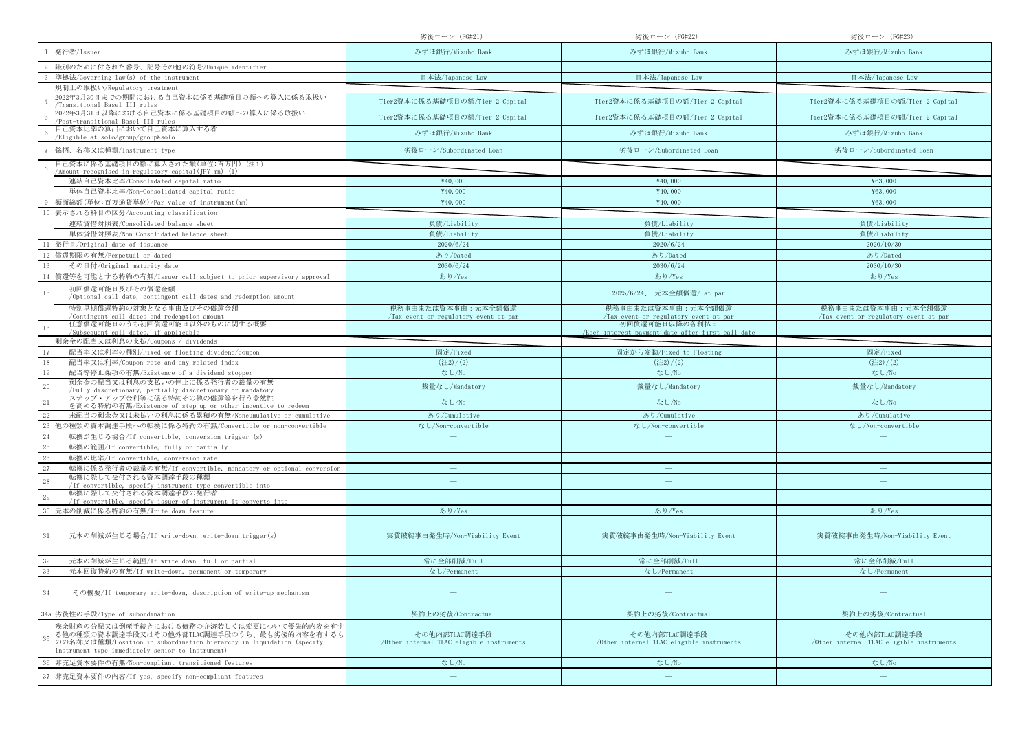| | | 劣後ローン (FG#21) | 劣後ローン (FG#22) | 劣後ローン (FG#23) |
|---|---|---|---|---|
| 1 | 発行者/Issuer | みずほ銀行/Mizuho Bank | みずほ銀行/Mizuho Bank | みずほ銀行/Mizuho Bank |
| 2 | 識別のために付された番号、記号その他の符号/Unique identifier | ― | ― | ― |
| 3 | 準拠法/Governing law(s) of the instrument | 日本法/Japanese Law | 日本法/Japanese Law | 日本法/Japanese Law |
| | 規制上の取扱い/Regulatory treatment | | | |
| 4 | 2022年3月30日までの期間における自己資本に係る基礎項目の額への算入に係る取扱い /Transitional Basel III rules | Tier2資本に係る基礎項目の額/Tier 2 Capital | Tier2資本に係る基礎項目の額/Tier 2 Capital | Tier2資本に係る基礎項目の額/Tier 2 Capital |
| 5 | 2022年3月31日以降における自己資本に係る基礎項目の額への算入に係る取扱い /Post-transitional Basel III rules | Tier2資本に係る基礎項目の額/Tier 2 Capital | Tier2資本に係る基礎項目の額/Tier 2 Capital | Tier2資本に係る基礎項目の額/Tier 2 Capital |
| 6 | 自己資本比率の算出において自己資本に算入する者 /Eligible at solo/group/group&solo | みずほ銀行/Mizuho Bank | みずほ銀行/Mizuho Bank | みずほ銀行/Mizuho Bank |
| 7 | 銘柄、名称又は種類/Instrument type | 劣後ローン/Subordinated Loan | 劣後ローン/Subordinated Loan | 劣後ローン/Subordinated Loan |
| 8 | 自己資本に係る基礎項目の額に算入された額(単位:百万円) (注1) /Amount recognised in regulatory capital(JPY mn) (1) | | | |
| | 連結自己資本比率/Consolidated capital ratio | ¥40,000 | ¥40,000 | ¥63,000 |
| | 単体自己資本比率/Non-Consolidated capital ratio | ¥40,000 | ¥40,000 | ¥63,000 |
| 9 | 額面総額(単位:百万通貨単位)/Par value of instrument(mn) | ¥40,000 | ¥40,000 | ¥63,000 |
| 10 | 表示される科目の区分/Accounting classification | | | |
| | 連結貸借対照表/Consolidated balance sheet | 負債/Liability | 負債/Liability | 負債/Liability |
| | 単体貸借対照表/Non-Consolidated balance sheet | 負債/Liability | 負債/Liability | 負債/Liability |
| 11 | 発行日/Original date of issuance | 2020/6/24 | 2020/6/24 | 2020/10/30 |
| 12 | 償還期限の有無/Perpetual or dated | あり/Dated | あり/Dated | あり/Dated |
| 13 | その日付/Original maturity date | 2030/6/24 | 2030/6/24 | 2030/10/30 |
| 14 | 償還等を可能とする特約の有無/Issuer call subject to prior supervisory approval | あり/Yes | あり/Yes | あり/Yes |
| 15 | 初回償還可能日及びその償還金額 /Optional call date, contingent call dates and redemption amount | ― | 2025/6/24、 元本全額償還/ at par | ― |
| | 特別早期償還特約の対象となる事由及びその償還金額 /Contingent call dates and redemption amount | 税務事由または資本事由:元本全額償還 /Tax event or regulatory event at par | 税務事由または資本事由:元本全額償還 /Tax event or regulatory event at par | 税務事由または資本事由:元本全額償還 /Tax event or regulatory event at par |
| 16 | 任意償還可能日のうち初回償還可能日以外のものに関する概要 /Subsequent call dates, if applicable | ― | 初回償還可能日以降の各利払日 /Each interest payment date after first call date | ― |
| | 剰余金の配当又は利息の支払/Coupons / dividends | | | |
| 17 | 配当率又は利率の種別/Fixed or floating dividend/coupon | 固定/Fixed | 固定から変動/Fixed to Floating | 固定/Fixed |
| 18 | 配当率又は利率/Coupon rate and any related index | (注2)/(2) | (注2)/(2) | (注2)/(2) |
| 19 | 配当等停止条項の有無/Existence of a dividend stopper | なし/No | なし/No | なし/No |
| 20 | 剰余金の配当又は利息の支払いの停止に係る発行者の裁量の有無 /Fully discretionary, partially discretionary or mandatory | 裁量なし/Mandatory | 裁量なし/Mandatory | 裁量なし/Mandatory |
| 21 | ステップ・アップ金利等に係る特約その他の償還等を行う蓋然性を高める特約の有無/Existence of step up or other incentive to redeem | なし/No | なし/No | なし/No |
| 22 | 未配当の剰余金又は未払いの利息に係る累積の有無/Noncumulative or cumulative | あり/Cumulative | あり/Cumulative | あり/Cumulative |
| 23 | 他の種類の資本調達手段への転換に係る特約の有無/Convertible or non-convertible | なし/Non-convertible | なし/Non-convertible | なし/Non-convertible |
| 24 | 転換が生じる場合/If convertible, conversion trigger (s) | ― | ― | ― |
| 25 | 転換の範囲/If convertible, fully or partially | ― | ― | ― |
| 26 | 転換の比率/If convertible, conversion rate | ― | ― | ― |
| 27 | 転換に係る発行者の裁量の有無/If convertible, mandatory or optional conversion | ― | ― | ― |
| 28 | 転換に際して交付される資本調達手段の種類 /If convertible, specify instrument type convertible into | ― | ― | ― |
| 29 | 転換に際して交付される資本調達手段の発行者 /If convertible, specify issuer of instrument it converts into | ― | ― | ― |
| 30 | 元本の削減に係る特約の有無/Write-down feature | あり/Yes | あり/Yes | あり/Yes |
| 31 | 元本の削減が生じる場合/If write-down, write-down trigger(s) | 実質破綻事由発生時/Non-Viability Event | 実質破綻事由発生時/Non-Viability Event | 実質破綻事由発生時/Non-Viability Event |
| 32 | 元本の削減が生じる範囲/If write-down, full or partial | 常に全部削減/Full | 常に全部削減/Full | 常に全部削減/Full |
| 33 | 元本回復特約の有無/If write-down, permanent or temporary | なし/Permanent | なし/Permanent | なし/Permanent |
| 34 | その概要/If temporary write-down, description of write-up mechanism | ― | ― | ― |
| 34a | 劣後性の手段/Type of subordination | 契約上の劣後/Contractual | 契約上の劣後/Contractual | 契約上の劣後/Contractual |
| 35 | 残余財産の分配又は倒産手続きにおける債務の弁済若しくは変更について優先的内容を有する他の種類の資本調達手段又はその他外部TLAC調達手段のうち、最も劣後的内容を有するものの名称又は種類/Position in subordination hierarchy in liquidation (specify instrument type immediately senior to instrument) | その他内部TLAC調達手段 /Other internal TLAC-eligible instruments | その他内部TLAC調達手段 /Other internal TLAC-eligible instruments | その他内部TLAC調達手段 /Other internal TLAC-eligible instruments |
| 36 | 非充足資本要件の有無/Non-compliant transitioned features | なし/No | なし/No | なし/No |
| 37 | 非充足資本要件の内容/If yes, specify non-compliant features | ― | ― | ― |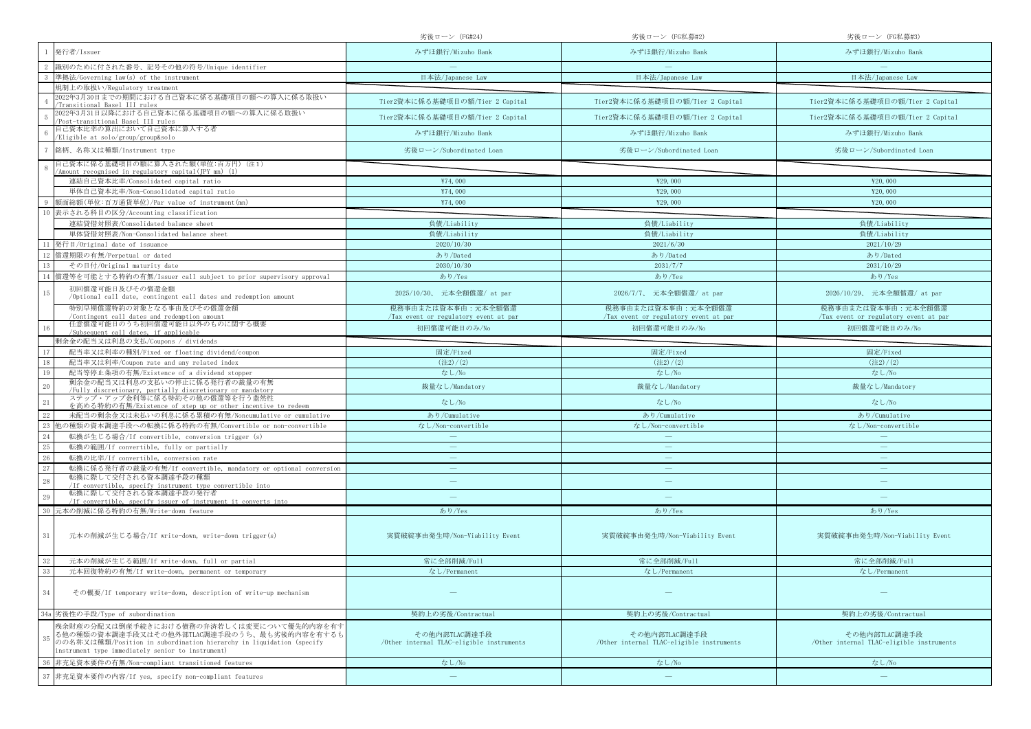| | | 劣後ローン (FG#24) | 劣後ローン (FG私募#2) | 劣後ローン (FG私募#3) |
|---|---|---|---|---|
| 1 | 発行者/Issuer | みずほ銀行/Mizuho Bank | みずほ銀行/Mizuho Bank | みずほ銀行/Mizuho Bank |
| 2 | 識別のために付された番号、記号その他の符号/Unique identifier | — | — | — |
| 3 | 準拠法/Governing law(s) of the instrument | 日本法/Japanese Law | 日本法/Japanese Law | 日本法/Japanese Law |
| | 規制上の取扱い/Regulatory treatment | | | |
| 4 | 2022年3月30日までの期間における自己資本に係る基礎項目の額への算入に係る取扱い /Transitional Basel III rules | Tier2資本に係る基礎項目の額/Tier 2 Capital | Tier2資本に係る基礎項目の額/Tier 2 Capital | Tier2資本に係る基礎項目の額/Tier 2 Capital |
| 5 | 2022年3月31日以降における自己資本に係る基礎項目の額への算入に係る取扱い /Post-transitional Basel III rules | Tier2資本に係る基礎項目の額/Tier 2 Capital | Tier2資本に係る基礎項目の額/Tier 2 Capital | Tier2資本に係る基礎項目の額/Tier 2 Capital |
| 6 | 自己資本比率の算出において自己資本に算入する者 /Eligible at solo/group/group&solo | みずほ銀行/Mizuho Bank | みずほ銀行/Mizuho Bank | みずほ銀行/Mizuho Bank |
| 7 | 銘柄、名称又は種類/Instrument type | 劣後ローン/Subordinated Loan | 劣後ローン/Subordinated Loan | 劣後ローン/Subordinated Loan |
| 8 | 自己資本に係る基礎項目の額に算入された額(単位:百万円) (注1) /Amount recognised in regulatory capital(JPY mn) (1) | | | |
| | 連結自己資本比率/Consolidated capital ratio | ¥74,000 | ¥29,000 | ¥20,000 |
| | 単体自己資本比率/Non-Consolidated capital ratio | ¥74,000 | ¥29,000 | ¥20,000 |
| 9 | 額面総額(単位:百万通貨単位)/Par value of instrument(mn) | ¥74,000 | ¥29,000 | ¥20,000 |
| 10 | 表示される科目の区分/Accounting classification | | | |
| | 連結貸借対照表/Consolidated balance sheet | 負債/Liability | 負債/Liability | 負債/Liability |
| | 単体貸借対照表/Non-Consolidated balance sheet | 負債/Liability | 負債/Liability | 負債/Liability |
| 11 | 発行日/Original date of issuance | 2020/10/30 | 2021/6/30 | 2021/10/29 |
| 12 | 償還期限の有無/Perpetual or dated | あり/Dated | あり/Dated | あり/Dated |
| 13 | その日付/Original maturity date | 2030/10/30 | 2031/7/7 | 2031/10/29 |
| 14 | 償還等を可能とする特約の有無/Issuer call subject to prior supervisory approval | あり/Yes | あり/Yes | あり/Yes |
| 15 | 初回償還可能日及びその償還金額 /Optional call date, contingent call dates and redemption amount | 2025/10/30、 元本全額償還/ at par | 2026/7/7、 元本全額償還/ at par | 2026/10/29、 元本全額償還/ at par |
| | 特別早期償還特約の対象となる事由及びその償還金額 /Contingent call dates and redemption amount | 税務事由または資本事由：元本全額償還 /Tax event or regulatory event at par | 税務事由または資本事由：元本全額償還 /Tax event or regulatory event at par | 税務事由または資本事由：元本全額償還 /Tax event or regulatory event at par |
| 16 | 任意償還可能日のうち初回償還可能日以外のものに関する概要 /Subsequent call dates, if applicable | 初回償還可能日のみ/No | 初回償還可能日のみ/No | 初回償還可能日のみ/No |
| | 剰余金の配当又は利息の支払/Coupons / dividends | | | |
| 17 | 配当率又は利率の種別/Fixed or floating dividend/coupon | 固定/Fixed | 固定/Fixed | 固定/Fixed |
| 18 | 配当率又は利率/Coupon rate and any related index | (注2)/(2) | (注2)/(2) | (注2)/(2) |
| 19 | 配当等停止条項の有無/Existence of a dividend stopper | なし/No | なし/No | なし/No |
| 20 | 剰余金の配当又は利息の支払いの停止に係る発行者の裁量の有無 /Fully discretionary, partially discretionary or mandatory | 裁量なし/Mandatory | 裁量なし/Mandatory | 裁量なし/Mandatory |
| 21 | ステップ・アップ金利等に係る特約その他の償還等を行う蓋然性を高める特約の有無/Existence of step up or other incentive to redeem | なし/No | なし/No | なし/No |
| 22 | 未配当の剰余金又は未払いの利息に係る累積の有無/Noncumulative or cumulative | あり/Cumulative | あり/Cumulative | あり/Cumulative |
| 23 | 他の種類の資本調達手段への転換に係る特約の有無/Convertible or non-convertible | なし/Non-convertible | なし/Non-convertible | なし/Non-convertible |
| 24 | 転換が生じる場合/If convertible, conversion trigger (s) | — | — | — |
| 25 | 転換の範囲/If convertible, fully or partially | — | — | — |
| 26 | 転換の比率/If convertible, conversion rate | — | — | — |
| 27 | 転換に係る発行者の裁量の有無/If convertible, mandatory or optional conversion | — | — | — |
| 28 | 転換に際して交付される資本調達手段の種類 /If convertible, specify instrument type convertible into | — | — | — |
| 29 | 転換に際して交付される資本調達手段の発行者 /If convertible, specify issuer of instrument it converts into | — | — | — |
| 30 | 元本の削減に係る特約の有無/Write-down feature | あり/Yes | あり/Yes | あり/Yes |
| 31 | 元本の削減が生じる場合/If write-down, write-down trigger(s) | 実質破綻事由発生時/Non-Viability Event | 実質破綻事由発生時/Non-Viability Event | 実質破綻事由発生時/Non-Viability Event |
| 32 | 元本の削減が生じる範囲/If write-down, full or partial | 常に全部削減/Full | 常に全部削減/Full | 常に全部削減/Full |
| 33 | 元本回復特約の有無/If write-down, permanent or temporary | なし/Permanent | なし/Permanent | なし/Permanent |
| 34 | その概要/If temporary write-down, description of write-up mechanism | — | — | — |
| 34a | 劣後性の手段/Type of subordination | 契約上の劣後/Contractual | 契約上の劣後/Contractual | 契約上の劣後/Contractual |
| 35 | 残余財産の分配又は倒産手続きにおける債務の弁済若しくは変更について優先的内容を有する他の種類の資本調達手段又はその他外部TLAC調達手段のうち、最も劣後的内容を有するものの名称又は種類/Position in subordination hierarchy in liquidation (specify instrument type immediately senior to instrument) | その他内部TLAC調達手段 /Other internal TLAC-eligible instruments | その他内部TLAC調達手段 /Other internal TLAC-eligible instruments | その他内部TLAC調達手段 /Other internal TLAC-eligible instruments |
| 36 | 非充足資本要件の有無/Non-compliant transitioned features | なし/No | なし/No | なし/No |
| 37 | 非充足資本要件の内容/If yes, specify non-compliant features | — | — | — |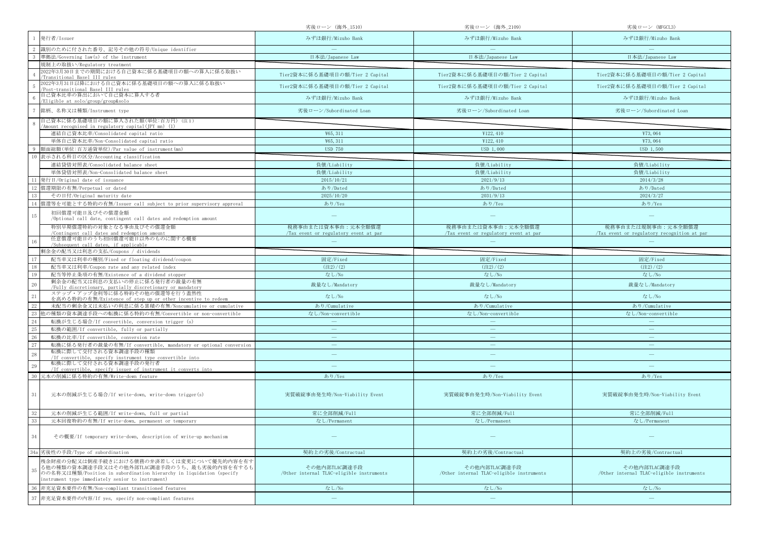| | | 劣後ローン (海外_1510) | 劣後ローン (海外_2109) | 劣後ローン (MFGCL3) |
|---|---|---|---|---|
| 1 | 発行者/Issuer | みずほ銀行/Mizuho Bank | みずほ銀行/Mizuho Bank | みずほ銀行/Mizuho Bank |
| 2 | 識別のために付された番号、記号その他の符号/Unique identifier | — | — | — |
| 3 | 準拠法/Governing law(s) of the instrument | 日本法/Japanese Law | 日本法/Japanese Law | 日本法/Japanese Law |
| | 規制上の取扱い/Regulatory treatment | | | |
| 4 | 2022年3月30日までの期間における自己資本に係る基礎項目の額への算入に係る取扱い/Transitional Basel III rules | Tier2資本に係る基礎項目の額/Tier 2 Capital | Tier2資本に係る基礎項目の額/Tier 2 Capital | Tier2資本に係る基礎項目の額/Tier 2 Capital |
| 5 | 2022年3月31日以降における自己資本に係る基礎項目の額への算入に係る取扱い/Post-transitional Basel III rules | Tier2資本に係る基礎項目の額/Tier 2 Capital | Tier2資本に係る基礎項目の額/Tier 2 Capital | Tier2資本に係る基礎項目の額/Tier 2 Capital |
| 6 | 自己資本比率の算出において自己資本に算入する者/Eligible at solo/group/group&solo | みずほ銀行/Mizuho Bank | みずほ銀行/Mizuho Bank | みずほ銀行/Mizuho Bank |
| 7 | 銘柄、名称又は種類/Instrument type | 劣後ローン/Subordinated Loan | 劣後ローン/Subordinated Loan | 劣後ローン/Subordinated Loan |
| 8 | 自己資本に係る基礎項目の額に算入された額(単位:百万円) (注1)/Amount recognised in regulatory capital(JPY mn) (1) | | | |
| | 連結自己資本比率/Consolidated capital ratio | ¥65,311 | ¥122,410 | ¥73,064 |
| | 単体自己資本比率/Non-Consolidated capital ratio | ¥65,311 | ¥122,410 | ¥73,064 |
| 9 | 額面総額(単位:百万通貨単位)/Par value of instrument(mn) | USD 750 | USD 1,000 | USD 1,500 |
| 10 | 表示される科目の区分/Accounting classification | | | |
| | 連結貸借対照表/Consolidated balance sheet | 負債/Liability | 負債/Liability | 負債/Liability |
| | 単体貸借対照表/Non-Consolidated balance sheet | 負債/Liability | 負債/Liability | 負債/Liability |
| 11 | 発行日/Original date of issuance | 2015/10/21 | 2021/9/13 | 2014/3/28 |
| 12 | 償還期限の有無/Perpetual or dated | あり/Dated | あり/Dated | あり/Dated |
| 13 | その日付/Original maturity date | 2025/10/20 | 2031/9/13 | 2024/3/27 |
| 14 | 償還等を可能とする特約の有無/Issuer call subject to prior supervisory approval | あり/Yes | あり/Yes | あり/Yes |
| 15 | 初回償還可能日及びその償還金額/Optional call date, contingent call dates and redemption amount | — | — | — |
| | 特別早期償還特約の対象となる事由及びその償還金額/Contingent call dates and redemption amount | 税務事由または資本事由:元本全額償還/Tax event or regulatory event at par | 税務事由または資本事由:元本全額償還/Tax event or regulatory event at par | 税務事由または規制事由:元本全額償還/Tax event or regulatory recognition at par |
| 16 | 任意償還可能日のうち初回償還可能日以外のものに関する概要/Subsequent call dates, if applicable | — | — | — |
| | 剰余金の配当又は利息の支払/Coupons / dividends | | | |
| 17 | 配当率又は利率の種別/Fixed or floating dividend/coupon | 固定/Fixed | 固定/Fixed | 固定/Fixed |
| 18 | 配当率又は利率/Coupon rate and any related index | (注2)/(2) | (注2)/(2) | (注2)/(2) |
| 19 | 配当等停止条項の有無/Existence of a dividend stopper | なし/No | なし/No | なし/No |
| 20 | 剰余金の配当又は利息の支払いの停止に係る発行者の裁量の有無/Fully discretionary, partially discretionary or mandatory | 裁量なし/Mandatory | 裁量なし/Mandatory | 裁量なし/Mandatory |
| 21 | ステップ・アップ金利等に係る特約その他の償還等を行う蓋然性を高める特約の有無/Existence of step up or other incentive to redeem | なし/No | なし/No | なし/No |
| 22 | 未配当の剰余金又は未払いの利息に係る累積の有無/Noncumulative or cumulative | あり/Cumulative | あり/Cumulative | あり/Cumulative |
| 23 | 他の種類の資本調達手段への転換に係る特約の有無/Convertible or non-convertible | なし/Non-convertible | なし/Non-convertible | なし/Non-convertible |
| 24 | 転換が生じる場合/If convertible, conversion trigger (s) | — | — | — |
| 25 | 転換の範囲/If convertible, fully or partially | — | — | — |
| 26 | 転換の比率/If convertible, conversion rate | — | — | — |
| 27 | 転換に係る発行者の裁量の有無/If convertible, mandatory or optional conversion | — | — | — |
| 28 | 転換に際して交付される資本調達手段の種類/If convertible, specify instrument type convertible into | — | — | — |
| 29 | 転換に際して交付される資本調達手段の発行者/If convertible, specify issuer of instrument it converts into | — | — | — |
| 30 | 元本の削減に係る特約の有無/Write-down feature | あり/Yes | あり/Yes | あり/Yes |
| 31 | 元本の削減が生じる場合/If write-down, write-down trigger(s) | 実質破綻事由発生時/Non-Viability Event | 実質破綻事由発生時/Non-Viability Event | 実質破綻事由発生時/Non-Viability Event |
| 32 | 元本の削減が生じる範囲/If write-down, full or partial | 常に全部削減/Full | 常に全部削減/Full | 常に全部削減/Full |
| 33 | 元本回復特約の有無/If write-down, permanent or temporary | なし/Permanent | なし/Permanent | なし/Permanent |
| 34 | その概要/If temporary write-down, description of write-up mechanism | — | — | — |
| 34a | 劣後性の手段/Type of subordination | 契約上の劣後/Contractual | 契約上の劣後/Contractual | 契約上の劣後/Contractual |
| 35 | 残余財産の分配又は倒産手続きにおける債務の弁済若しくは変更について優先的内容を有する他の種類の資本調達手段又はその他外部TLAC調達手段のうち、最も劣後的内容を有するものの名称又は種類/Position in subordination hierarchy in liquidation (specify instrument type immediately senior to instrument) | その他内部TLAC調達手段/Other internal TLAC-eligible instruments | その他内部TLAC調達手段/Other internal TLAC-eligible instruments | その他内部TLAC調達手段/Other internal TLAC-eligible instruments |
| 36 | 非充足資本要件の有無/Non-compliant transitioned features | なし/No | なし/No | なし/No |
| 37 | 非充足資本要件の内容/If yes, specify non-compliant features | — | — | — |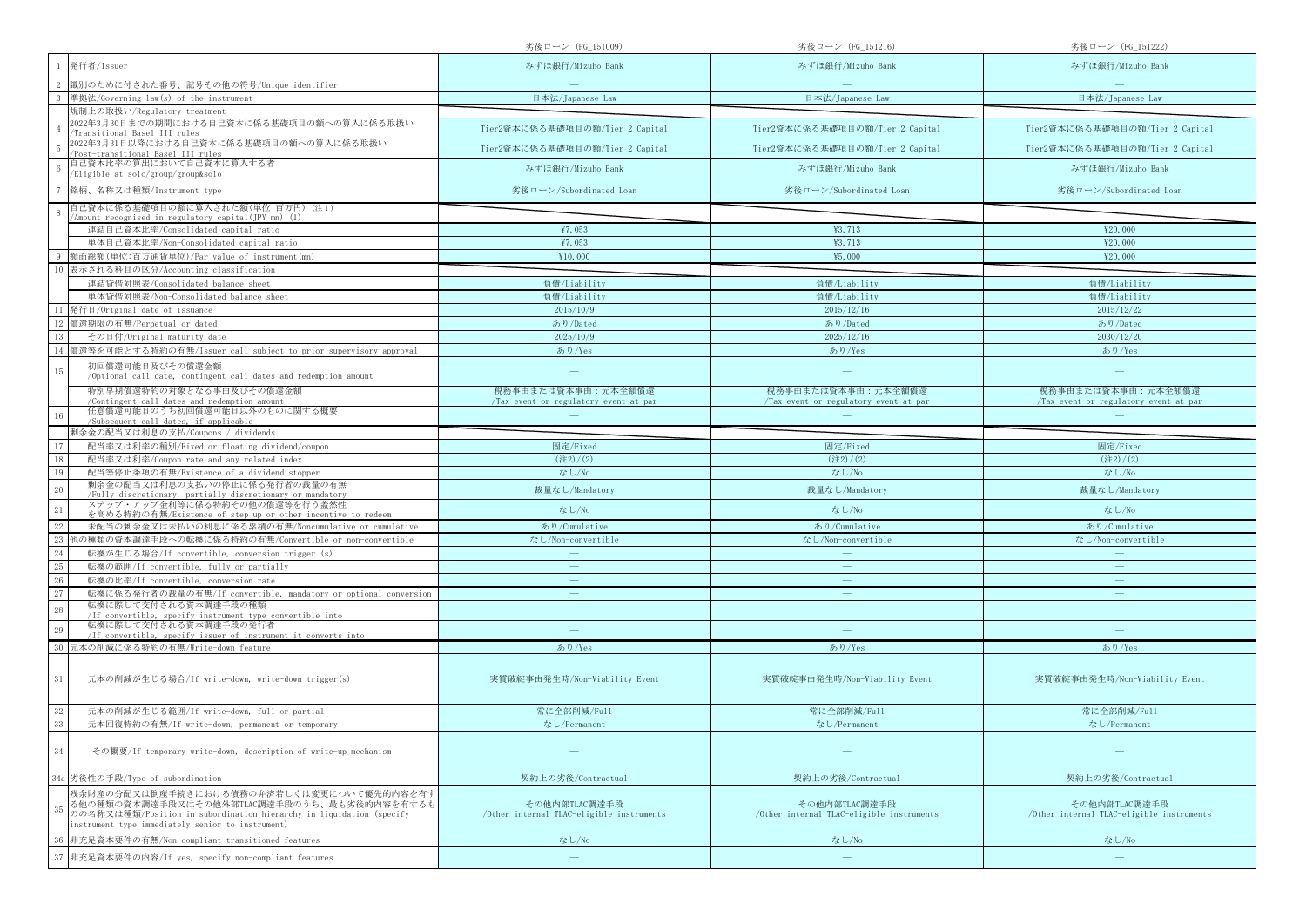| | | 劣後ローン (FG_151009) | 劣後ローン (FG_151216) | 劣後ローン (FG_151222) |
|---|---|---|---|---|
| 1 | 発行者/Issuer | みずほ銀行/Mizuho Bank | みずほ銀行/Mizuho Bank | みずほ銀行/Mizuho Bank |
| 2 | 識別のために付された番号、記号その他の符号/Unique identifier | — | — | — |
| 3 | 準拠法/Governing law(s) of the instrument | 日本法/Japanese Law | 日本法/Japanese Law | 日本法/Japanese Law |
| | 規制上の取扱い/Regulatory treatment | | | |
| 4 | 2022年3月30日までの期間における自己資本に係る基礎項目の額への算入に係る取扱い /Transitional Basel III rules | Tier2資本に係る基礎項目の額/Tier 2 Capital | Tier2資本に係る基礎項目の額/Tier 2 Capital | Tier2資本に係る基礎項目の額/Tier 2 Capital |
| 5 | 2022年3月31日以降における自己資本に係る基礎項目の額への算入に係る取扱い /Post-transitional Basel III rules | Tier2資本に係る基礎項目の額/Tier 2 Capital | Tier2資本に係る基礎項目の額/Tier 2 Capital | Tier2資本に係る基礎項目の額/Tier 2 Capital |
| 6 | 自己資本比率の算出において自己資本に算入する者 /Eligible at solo/group/group&solo | みずほ銀行/Mizuho Bank | みずほ銀行/Mizuho Bank | みずほ銀行/Mizuho Bank |
| 7 | 銘柄、名称又は種類/Instrument type | 劣後ローン/Subordinated Loan | 劣後ローン/Subordinated Loan | 劣後ローン/Subordinated Loan |
| 8 | 自己資本に係る基礎項目の額に算入された額(単位:百万円) (注1) /Amount recognised in regulatory capital(JPY mn) (1) | | | |
| | 連結自己資本比率/Consolidated capital ratio | ¥7,053 | ¥3,713 | ¥20,000 |
| | 単体自己資本比率/Non-Consolidated capital ratio | ¥7,053 | ¥3,713 | ¥20,000 |
| 9 | 額面総額(単位:百万通貨単位)/Par value of instrument(mn) | ¥10,000 | ¥5,000 | ¥20,000 |
| 10 | 表示される科目の区分/Accounting classification | | | |
| | 連結貸借対照表/Consolidated balance sheet | 負債/Liability | 負債/Liability | 負債/Liability |
| | 単体貸借対照表/Non-Consolidated balance sheet | 負債/Liability | 負債/Liability | 負債/Liability |
| 11 | 発行日/Original date of issuance | 2015/10/9 | 2015/12/16 | 2015/12/22 |
| 12 | 償還期限の有無/Perpetual or dated | あり/Dated | あり/Dated | あり/Dated |
| 13 | その日付/Original maturity date | 2025/10/9 | 2025/12/16 | 2030/12/20 |
| 14 | 償還等を可能とする特約の有無/Issuer call subject to prior supervisory approval | あり/Yes | あり/Yes | あり/Yes |
| 15 | 初回償還可能日及びその償還金額 /Optional call date, contingent call dates and redemption amount | — | — | — |
| | 特別早期償還特約の対象となる事由及びその償還金額 /Contingent call dates and redemption amount | 税務事由または資本事由:元本全額償還 /Tax event or regulatory event at par | 税務事由または資本事由:元本全額償還 /Tax event or regulatory event at par | 税務事由または資本事由:元本全額償還 /Tax event or regulatory event at par |
| 16 | 任意償還可能日のうち初回償還可能日以外のものに関する概要 /Subsequent call dates, if applicable | — | — | — |
| | 剰余金の配当又は利息の支払/Coupons / dividends | | | |
| 17 | 配当率又は利率の種別/Fixed or floating dividend/coupon | 固定/Fixed | 固定/Fixed | 固定/Fixed |
| 18 | 配当率又は利率/Coupon rate and any related index | (注2)/(2) | (注2)/(2) | (注2)/(2) |
| 19 | 配当等停止条項の有無/Existence of a dividend stopper | なし/No | なし/No | なし/No |
| 20 | 剰余金の配当又は利息の支払いの停止に係る発行者の裁量の有無 /Fully discretionary, partially discretionary or mandatory | 裁量なし/Mandatory | 裁量なし/Mandatory | 裁量なし/Mandatory |
| 21 | ステップ・アップ金利等に係る特約その他の償還等を行う蓋然性を高める特約の有無/Existence of step up or other incentive to redeem | なし/No | なし/No | なし/No |
| 22 | 未配当の剰余金又は未払いの利息に係る累積の有無/Noncumulative or cumulative | あり/Cumulative | あり/Cumulative | あり/Cumulative |
| 23 | 他の種類の資本調達手段への転換に係る特約の有無/Convertible or non-convertible | なし/Non-convertible | なし/Non-convertible | なし/Non-convertible |
| 24 | 転換が生じる場合/If convertible, conversion trigger (s) | — | — | — |
| 25 | 転換の範囲/If convertible, fully or partially | — | — | — |
| 26 | 転換の比率/If convertible, conversion rate | — | — | — |
| 27 | 転換に係る発行者の裁量の有無/If convertible, mandatory or optional conversion | — | — | — |
| 28 | 転換に際して交付される資本調達手段の種類 /If convertible, specify instrument type convertible into | — | — | — |
| 29 | 転換に際して交付される資本調達手段の発行者 /If convertible, specify issuer of instrument it converts into | — | — | — |
| 30 | 元本の削減に係る特約の有無/Write-down feature | あり/Yes | あり/Yes | あり/Yes |
| 31 | 元本の削減が生じる場合/If write-down, write-down trigger(s) | 実質破綻事由発生時/Non-Viability Event | 実質破綻事由発生時/Non-Viability Event | 実質破綻事由発生時/Non-Viability Event |
| 32 | 元本の削減が生じる範囲/If write-down, full or partial | 常に全部削減/Full | 常に全部削減/Full | 常に全部削減/Full |
| 33 | 元本回復特約の有無/If write-down, permanent or temporary | なし/Permanent | なし/Permanent | なし/Permanent |
| 34 | その概要/If temporary write-down, description of write-up mechanism | — | — | — |
| 34a | 劣後性の手段/Type of subordination | 契約上の劣後/Contractual | 契約上の劣後/Contractual | 契約上の劣後/Contractual |
| 35 | 残余財産の分配又は倒産手続きにおける債務の弁済若しくは変更について優先的内容を有する他の種類の資本調達手段又はその他外部TLAC調達手段のうち、最も劣後的内容を有するものの名称又は種類/Position in subordination hierarchy in liquidation (specify instrument type immediately senior to instrument) | その他内部TLAC調達手段 /Other internal TLAC-eligible instruments | その他内部TLAC調達手段 /Other internal TLAC-eligible instruments | その他内部TLAC調達手段 /Other internal TLAC-eligible instruments |
| 36 | 非充足資本要件の有無/Non-compliant transitioned features | なし/No | なし/No | なし/No |
| 37 | 非充足資本要件の内容/If yes, specify non-compliant features | — | — | — |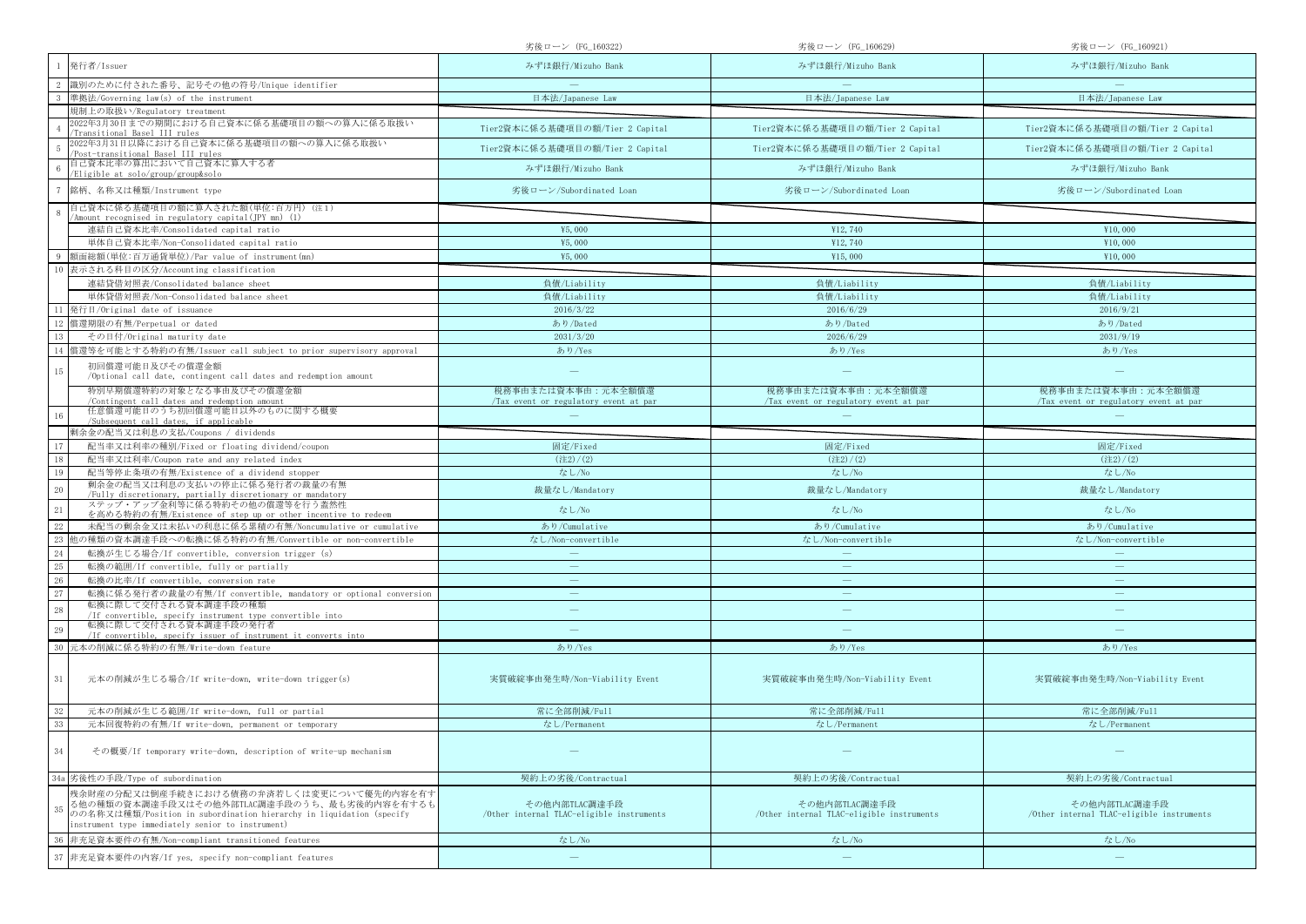| | | 劣後ローン (FG_160322) | 劣後ローン (FG_160629) | 劣後ローン (FG_160921) |
|---|---|---|---|---|
| 1 | 発行者/Issuer | みずほ銀行/Mizuho Bank | みずほ銀行/Mizuho Bank | みずほ銀行/Mizuho Bank |
| 2 | 識別のために付された番号、記号その他の符号/Unique identifier | — | — | — |
| 3 | 準拠法/Governing law(s) of the instrument | 日本法/Japanese Law | 日本法/Japanese Law | 日本法/Japanese Law |
| | 規制上の取扱い/Regulatory treatment | | | |
| 4 | 2022年3月30日までの期間における自己資本に係る基礎項目の額への算入に係る取扱い /Transitional Basel III rules | Tier2資本に係る基礎項目の額/Tier 2 Capital | Tier2資本に係る基礎項目の額/Tier 2 Capital | Tier2資本に係る基礎項目の額/Tier 2 Capital |
| 5 | 2022年3月31日以降における自己資本に係る基礎項目の額への算入に係る取扱い /Post-transitional Basel III rules | Tier2資本に係る基礎項目の額/Tier 2 Capital | Tier2資本に係る基礎項目の額/Tier 2 Capital | Tier2資本に係る基礎項目の額/Tier 2 Capital |
| 6 | 自己資本比率の算出において自己資本に算入する者 /Eligible at solo/group/group&solo | みずほ銀行/Mizuho Bank | みずほ銀行/Mizuho Bank | みずほ銀行/Mizuho Bank |
| 7 | 銘柄、名称又は種類/Instrument type | 劣後ローン/Subordinated Loan | 劣後ローン/Subordinated Loan | 劣後ローン/Subordinated Loan |
| 8 | 自己資本に係る基礎項目の額に算入された額(単位:百万円) (注1) /Amount recognised in regulatory capital(JPY mn) (1) | | | |
| | 連結自己資本比率/Consolidated capital ratio | ¥5,000 | ¥12,740 | ¥10,000 |
| | 単体自己資本比率/Non-Consolidated capital ratio | ¥5,000 | ¥12,740 | ¥10,000 |
| 9 | 額面総額(単位:百万通貨単位)/Par value of instrument(mn) | ¥5,000 | ¥15,000 | ¥10,000 |
| 10 | 表示される科目の区分/Accounting classification | | | |
| | 連結貸借対照表/Consolidated balance sheet | 負債/Liability | 負債/Liability | 負債/Liability |
| | 単体貸借対照表/Non-Consolidated balance sheet | 負債/Liability | 負債/Liability | 負債/Liability |
| 11 | 発行日/Original date of issuance | 2016/3/22 | 2016/6/29 | 2016/9/21 |
| 12 | 償還期限の有無/Perpetual or dated | あり/Dated | あり/Dated | あり/Dated |
| 13 | その日付/Original maturity date | 2031/3/20 | 2026/6/29 | 2031/9/19 |
| 14 | 償還等を可能とする特約の有無/Issuer call subject to prior supervisory approval | あり/Yes | あり/Yes | あり/Yes |
| 15 | 初回償還可能日及びその償還金額 /Optional call date, contingent call dates and redemption amount | — | — | — |
| | 特別早期償還特約の対象となる事由及びその償還金額 /Contingent call dates and redemption amount | 税務事由または資本事由：元本全額償還 /Tax event or regulatory event at par | 税務事由または資本事由：元本全額償還 /Tax event or regulatory event at par | 税務事由または資本事由：元本全額償還 /Tax event or regulatory event at par |
| 16 | 任意償還可能日のうち初回償還可能日以外のものに関する概要 /Subsequent call dates, if applicable | — | — | — |
| | 剰余金の配当又は利息の支払/Coupons / dividends | | | |
| 17 | 配当率又は利率の種別/Fixed or floating dividend/coupon | 固定/Fixed | 固定/Fixed | 固定/Fixed |
| 18 | 配当率又は利率/Coupon rate and any related index | (注2)/(2) | (注2)/(2) | (注2)/(2) |
| 19 | 配当等停止条項の有無/Existence of a dividend stopper | なし/No | なし/No | なし/No |
| 20 | 剰余金の配当又は利息の支払いの停止に係る発行者の裁量の有無 /Fully discretionary, partially discretionary or mandatory | 裁量なし/Mandatory | 裁量なし/Mandatory | 裁量なし/Mandatory |
| 21 | ステップ・アップ金利等に係る特約その他の償還等を行う蓋然性を高める特約の有無/Existence of step up or other incentive to redeem | なし/No | なし/No | なし/No |
| 22 | 未配当の剰余金又は未払いの利息に係る累積の有無/Noncumulative or cumulative | あり/Cumulative | あり/Cumulative | あり/Cumulative |
| 23 | 他の種類の資本調達手段への転換に係る特約の有無/Convertible or non-convertible | なし/Non-convertible | なし/Non-convertible | なし/Non-convertible |
| 24 | 転換が生じる場合/If convertible, conversion trigger (s) | — | — | — |
| 25 | 転換の範囲/If convertible, fully or partially | — | — | — |
| 26 | 転換の比率/If convertible, conversion rate | — | — | — |
| 27 | 転換に係る発行者の裁量の有無/If convertible, mandatory or optional conversion | — | — | — |
| 28 | 転換に際して交付される資本調達手段の種類 /If convertible, specify instrument type convertible into | — | — | — |
| 29 | 転換に際して交付される資本調達手段の発行者 /If convertible, specify issuer of instrument it converts into | — | — | — |
| 30 | 元本の削減に係る特約の有無/Write-down feature | あり/Yes | あり/Yes | あり/Yes |
| 31 | 元本の削減が生じる場合/If write-down, write-down trigger(s) | 実質破綻事由発生時/Non-Viability Event | 実質破綻事由発生時/Non-Viability Event | 実質破綻事由発生時/Non-Viability Event |
| 32 | 元本の削減が生じる範囲/If write-down, full or partial | 常に全部削減/Full | 常に全部削減/Full | 常に全部削減/Full |
| 33 | 元本回復特約の有無/If write-down, permanent or temporary | なし/Permanent | なし/Permanent | なし/Permanent |
| 34 | その概要/If temporary write-down, description of write-up mechanism | — | — | — |
| 34a | 劣後性の手段/Type of subordination | 契約上の劣後/Contractual | 契約上の劣後/Contractual | 契約上の劣後/Contractual |
| 35 | 残余財産の分配又は倒産手続きにおける債務の弁済若しくは変更について優先的内容を有する他の種類の資本調達手段又はその他外部TLAC調達手段のうち、最も劣後的内容を有するものの名称又は種類/Position in subordination hierarchy in liquidation (specify instrument type immediately senior to instrument) | その他内部TLAC調達手段 /Other internal TLAC-eligible instruments | その他内部TLAC調達手段 /Other internal TLAC-eligible instruments | その他内部TLAC調達手段 /Other internal TLAC-eligible instruments |
| 36 | 非充足資本要件の有無/Non-compliant transitioned features | なし/No | なし/No | なし/No |
| 37 | 非充足資本要件の内容/If yes, specify non-compliant features | — | — | — |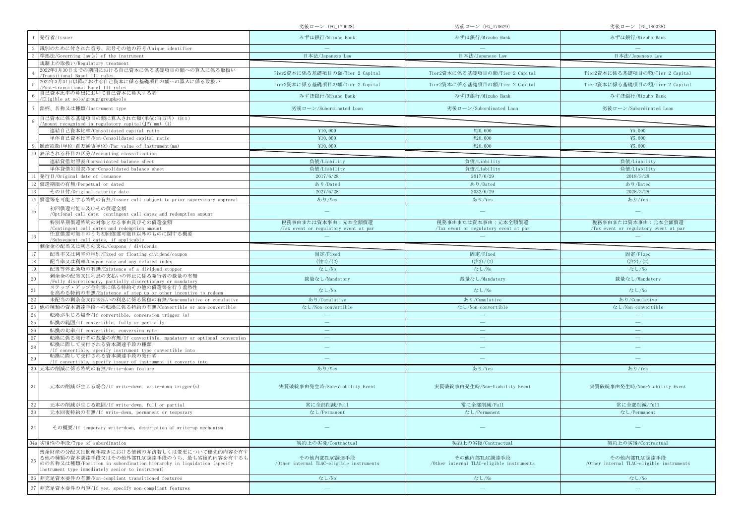| | | 劣後ローン (FG_170628) | 劣後ローン (FG_170629) | 劣後ローン (FG_180328) |
|---|---|---|---|---|
| 1 | 発行者/Issuer | みずほ銀行/Mizuho Bank | みずほ銀行/Mizuho Bank | みずほ銀行/Mizuho Bank |
| 2 | 識別のために付された番号、記号その他の符号/Unique identifier | — | — | — |
| 3 | 準拠法/Governing law(s) of the instrument | 日本法/Japanese Law | 日本法/Japanese Law | 日本法/Japanese Law |
| | 規制上の取扱い/Regulatory treatment | | | |
| 4 | 2022年3月30日までの期間における自己資本に係る基礎項目の額への算入に係る取扱い/Transitional Basel III rules | Tier2資本に係る基礎項目の額/Tier 2 Capital | Tier2資本に係る基礎項目の額/Tier 2 Capital | Tier2資本に係る基礎項目の額/Tier 2 Capital |
| 5 | 2022年3月31日以降における自己資本に係る基礎項目の額への算入に係る取扱い/Post-transitional Basel III rules | Tier2資本に係る基礎項目の額/Tier 2 Capital | Tier2資本に係る基礎項目の額/Tier 2 Capital | Tier2資本に係る基礎項目の額/Tier 2 Capital |
| 6 | 自己資本比率の算出において自己資本に算入する者/Eligible at solo/group/group&solo | みずほ銀行/Mizuho Bank | みずほ銀行/Mizuho Bank | みずほ銀行/Mizuho Bank |
| 7 | 銘柄、名称又は種類/Instrument type | 劣後ローン/Subordinated Loan | 劣後ローン/Subordinated Loan | 劣後ローン/Subordinated Loan |
| 8 | 自己資本に係る基礎項目の額に算入された額(単位:百万円) (注1)/Amount recognised in regulatory capital(JPY mn) (1) | | | |
| | 連結自己資本比率/Consolidated capital ratio | ¥10,000 | ¥20,000 | ¥5,000 |
| | 単体自己資本比率/Non-Consolidated capital ratio | ¥10,000 | ¥20,000 | ¥5,000 |
| 9 | 額面総額(単位:百万通貨単位)/Par value of instrument(mn) | ¥10,000 | ¥20,000 | ¥5,000 |
| 10 | 表示される科目の区分/Accounting classification | | | |
| | 連結貸借対照表/Consolidated balance sheet | 負債/Liability | 負債/Liability | 負債/Liability |
| | 単体貸借対照表/Non-Consolidated balance sheet | 負債/Liability | 負債/Liability | 負債/Liability |
| 11 | 発行日/Original date of issuance | 2017/6/28 | 2017/6/29 | 2018/3/28 |
| 12 | 償還期限の有無/Perpetual or dated | あり/Dated | あり/Dated | あり/Dated |
| 13 | その日付/Original maturity date | 2027/6/28 | 2032/6/29 | 2028/3/28 |
| 14 | 償還等を可能とする特約の有無/Issuer call subject to prior supervisory approval | あり/Yes | あり/Yes | あり/Yes |
| 15 | 初回償還可能日及びその償還金額/Optional call date, contingent call dates and redemption amount | — | — | — |
| | 特別早期償還特約の対象となる事由及びその償還金額/Contingent call dates and redemption amount | 税務事由または資本事由：元本全額償還/Tax event or regulatory event at par | 税務事由または資本事由：元本全額償還/Tax event or regulatory event at par | 税務事由または資本事由：元本全額償還/Tax event or regulatory event at par |
| 16 | 任意償還可能日のうち初回償還可能日以外のものに関する概要/Subsequent call dates, if applicable | — | — | — |
| | 剰余金の配当又は利息の支払/Coupons / dividends | | | |
| 17 | 配当率又は利率の種別/Fixed or floating dividend/coupon | 固定/Fixed | 固定/Fixed | 固定/Fixed |
| 18 | 配当率又は利率/Coupon rate and any related index | (注2)/(2) | (注2)/(2) | (注2)/(2) |
| 19 | 配当等停止条項の有無/Existence of a dividend stopper | なし/No | なし/No | なし/No |
| 20 | 剰余金の配当又は利息の支払いの停止に係る発行者の裁量の有無/Fully discretionary, partially discretionary or mandatory | 裁量なし/Mandatory | 裁量なし/Mandatory | 裁量なし/Mandatory |
| 21 | ステップ・アップ金利等に係る特約その他の償還等を行う蓋然性を高める特約の有無/Existence of step up or other incentive to redeem | なし/No | なし/No | なし/No |
| 22 | 未配当の剰余金又は未払いの利息に係る累積の有無/Noncumulative or cumulative | あり/Cumulative | あり/Cumulative | あり/Cumulative |
| 23 | 他の種類の資本調達手段への転換に係る特約の有無/Convertible or non-convertible | なし/Non-convertible | なし/Non-convertible | なし/Non-convertible |
| 24 | 転換が生じる場合/If convertible, conversion trigger (s) | — | — | — |
| 25 | 転換の範囲/If convertible, fully or partially | — | — | — |
| 26 | 転換の比率/If convertible, conversion rate | — | — | — |
| 27 | 転換に係る発行者の裁量の有無/If convertible, mandatory or optional conversion | — | — | — |
| 28 | 転換に際して交付される資本調達手段の種類/If convertible, specify instrument type convertible into | — | — | — |
| 29 | 転換に際して交付される資本調達手段の発行者/If convertible, specify issuer of instrument it converts into | — | — | — |
| 30 | 元本の削減に係る特約の有無/Write-down feature | あり/Yes | あり/Yes | あり/Yes |
| 31 | 元本の削減が生じる場合/If write-down, write-down trigger(s) | 実質破綻事由発生時/Non-Viability Event | 実質破綻事由発生時/Non-Viability Event | 実質破綻事由発生時/Non-Viability Event |
| 32 | 元本の削減が生じる範囲/If write-down, full or partial | 常に全部削減/Full | 常に全部削減/Full | 常に全部削減/Full |
| 33 | 元本回復特約の有無/If write-down, permanent or temporary | なし/Permanent | なし/Permanent | なし/Permanent |
| 34 | その概要/If temporary write-down, description of write-up mechanism | — | — | — |
| 34a | 劣後性の手段/Type of subordination | 契約上の劣後/Contractual | 契約上の劣後/Contractual | 契約上の劣後/Contractual |
| 35 | 残余財産の分配又は倒産手続きにおける債務の弁済若しくは変更について優先的内容を有する他の種類の資本調達手段又はその他外部TLAC調達手段のうち、最も劣後的内容を有するものの名称又は種類/Position in subordination hierarchy in liquidation (specify instrument type immediately senior to instrument) | その他内部TLAC調達手段/Other internal TLAC-eligible instruments | その他内部TLAC調達手段/Other internal TLAC-eligible instruments | その他内部TLAC調達手段/Other internal TLAC-eligible instruments |
| 36 | 非充足資本要件の有無/Non-compliant transitioned features | なし/No | なし/No | なし/No |
| 37 | 非充足資本要件の内容/If yes, specify non-compliant features | — | — | — |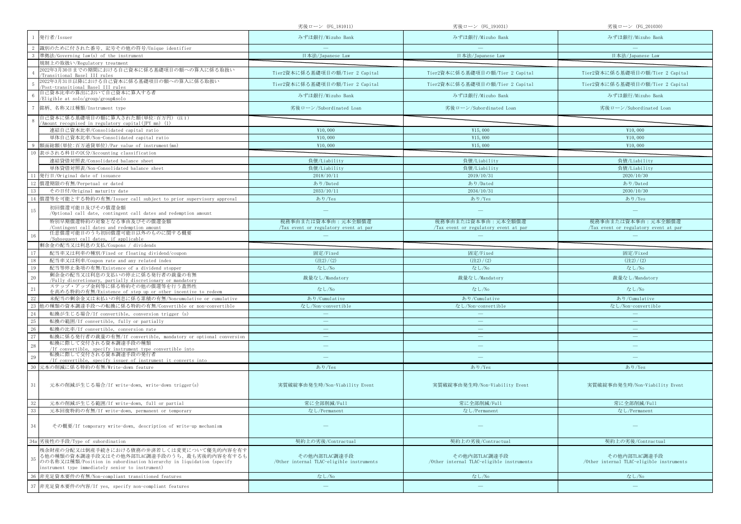| | | 劣後ローン (FG_181011) | 劣後ローン (FG_191031) | 劣後ローン (FG_201030) |
|---|---|---|---|---|
| 1 | 発行者/Issuer | みずほ銀行/Mizuho Bank | みずほ銀行/Mizuho Bank | みずほ銀行/Mizuho Bank |
| 2 | 識別のために付された番号、記号その他の符号/Unique identifier | — | — | — |
| 3 | 準拠法/Governing law(s) of the instrument | 日本法/Japanese Law | 日本法/Japanese Law | 日本法/Japanese Law |
| | 規制上の取扱い/Regulatory treatment | | | |
| 4 | 2022年3月30日までの期間における自己資本に係る基礎項目の額への算入に係る取扱い /Transitional Basel III rules | Tier2資本に係る基礎項目の額/Tier 2 Capital | Tier2資本に係る基礎項目の額/Tier 2 Capital | Tier2資本に係る基礎項目の額/Tier 2 Capital |
| 5 | 2022年3月31日以降における自己資本に係る基礎項目の額への算入に係る取扱い /Post-transitional Basel III rules | Tier2資本に係る基礎項目の額/Tier 2 Capital | Tier2資本に係る基礎項目の額/Tier 2 Capital | Tier2資本に係る基礎項目の額/Tier 2 Capital |
| 6 | 自己資本比率の算出において自己資本に算入する者 /Eligible at solo/group/group&solo | みずほ銀行/Mizuho Bank | みずほ銀行/Mizuho Bank | みずほ銀行/Mizuho Bank |
| 7 | 銘柄、名称又は種類/Instrument type | 劣後ローン/Subordinated Loan | 劣後ローン/Subordinated Loan | 劣後ローン/Subordinated Loan |
| 8 | 自己資本に係る基礎項目の額に算入された額(単位:百万円) (注1) /Amount recognised in regulatory capital(JPY mn) (1) | | | |
| | 連結自己資本比率/Consolidated capital ratio | ¥10,000 | ¥15,000 | ¥10,000 |
| | 単体自己資本比率/Non-Consolidated capital ratio | ¥10,000 | ¥15,000 | ¥10,000 |
| 9 | 額面総額(単位:百万通貨単位)/Par value of instrument(mn) | ¥10,000 | ¥15,000 | ¥10,000 |
| 10 | 表示される科目の区分/Accounting classification | | | |
| | 連結貸借対照表/Consolidated balance sheet | 負債/Liability | 負債/Liability | 負債/Liability |
| | 単体貸借対照表/Non-Consolidated balance sheet | 負債/Liability | 負債/Liability | 負債/Liability |
| 11 | 発行日/Original date of issuance | 2018/10/11 | 2019/10/31 | 2020/10/30 |
| 12 | 償還期限の有無/Perpetual or dated | あり/Dated | あり/Dated | あり/Dated |
| 13 | その日付/Original maturity date | 2033/10/11 | 2034/10/31 | 2030/10/30 |
| 14 | 償還等を可能とする特約の有無/Issuer call subject to prior supervisory approval | あり/Yes | あり/Yes | あり/Yes |
| 15 | 初回償還可能日及びその償還金額 /Optional call date, contingent call dates and redemption amount | — | — | — |
| | 特別早期償還特約の対象となる事由及びその償還金額 /Contingent call dates and redemption amount | 税務事由または資本事由:元本全額償還 /Tax event or regulatory event at par | 税務事由または資本事由:元本全額償還 /Tax event or regulatory event at par | 税務事由または資本事由:元本全額償還 /Tax event or regulatory event at par |
| 16 | 任意償還可能日のうち初回償還可能日以外のものに関する概要 /Subsequent call dates, if applicable | — | — | — |
| | 剰余金の配当又は利息の支払/Coupons / dividends | | | |
| 17 | 配当率又は利率の種別/Fixed or floating dividend/coupon | 固定/Fixed | 固定/Fixed | 固定/Fixed |
| 18 | 配当率又は利率/Coupon rate and any related index | (注2)/(2) | (注2)/(2) | (注2)/(2) |
| 19 | 配当等停止条項の有無/Existence of a dividend stopper | なし/No | なし/No | なし/No |
| 20 | 剰余金の配当又は利息の支払いの停止に係る発行者の裁量の有無 /Fully discretionary, partially discretionary or mandatory | 裁量なし/Mandatory | 裁量なし/Mandatory | 裁量なし/Mandatory |
| 21 | ステップ・アップ金利等に係る特約その他の償還等を行う蓋然性を高める特約の有無/Existence of step up or other incentive to redeem | なし/No | なし/No | なし/No |
| 22 | 未配当の剰余金又は未払いの利息に係る累積の有無/Noncumulative or cumulative | あり/Cumulative | あり/Cumulative | あり/Cumulative |
| 23 | 他の種類の資本調達手段への転換に係る特約の有無/Convertible or non-convertible | なし/Non-convertible | なし/Non-convertible | なし/Non-convertible |
| 24 | 転換が生じる場合/If convertible, conversion trigger (s) | — | — | — |
| 25 | 転換の範囲/If convertible, fully or partially | — | — | — |
| 26 | 転換の比率/If convertible, conversion rate | — | — | — |
| 27 | 転換に係る発行者の裁量の有無/If convertible, mandatory or optional conversion | — | — | — |
| 28 | 転換に際して交付される資本調達手段の種類 /If convertible, specify instrument type convertible into | — | — | — |
| 29 | 転換に際して交付される資本調達手段の発行者 /If convertible, specify issuer of instrument it converts into | — | — | — |
| 30 | 元本の削減に係る特約の有無/Write-down feature | あり/Yes | あり/Yes | あり/Yes |
| 31 | 元本の削減が生じる場合/If write-down, write-down trigger(s) | 実質破綻事由発生時/Non-Viability Event | 実質破綻事由発生時/Non-Viability Event | 実質破綻事由発生時/Non-Viability Event |
| 32 | 元本の削減が生じる範囲/If write-down, full or partial | 常に全部削減/Full | 常に全部削減/Full | 常に全部削減/Full |
| 33 | 元本回復特約の有無/If write-down, permanent or temporary | なし/Permanent | なし/Permanent | なし/Permanent |
| 34 | その概要/If temporary write-down, description of write-up mechanism | — | — | — |
| 34a | 劣後性の手段/Type of subordination | 契約上の劣後/Contractual | 契約上の劣後/Contractual | 契約上の劣後/Contractual |
| 35 | 残余財産の分配又は倒産手続きにおける債務の弁済若しくは変更について優先的内容を有する他の種類の資本調達手段又はその他外部TLAC調達手段のうち、最も劣後的内容を有するものの名称又は種類/Position in subordination hierarchy in liquidation (specify instrument type immediately senior to instrument) | その他内部TLAC調達手段 /Other internal TLAC-eligible instruments | その他内部TLAC調達手段 /Other internal TLAC-eligible instruments | その他内部TLAC調達手段 /Other internal TLAC-eligible instruments |
| 36 | 非充足資本要件の有無/Non-compliant transitioned features | なし/No | なし/No | なし/No |
| 37 | 非充足資本要件の内容/If yes, specify non-compliant features | — | — | — |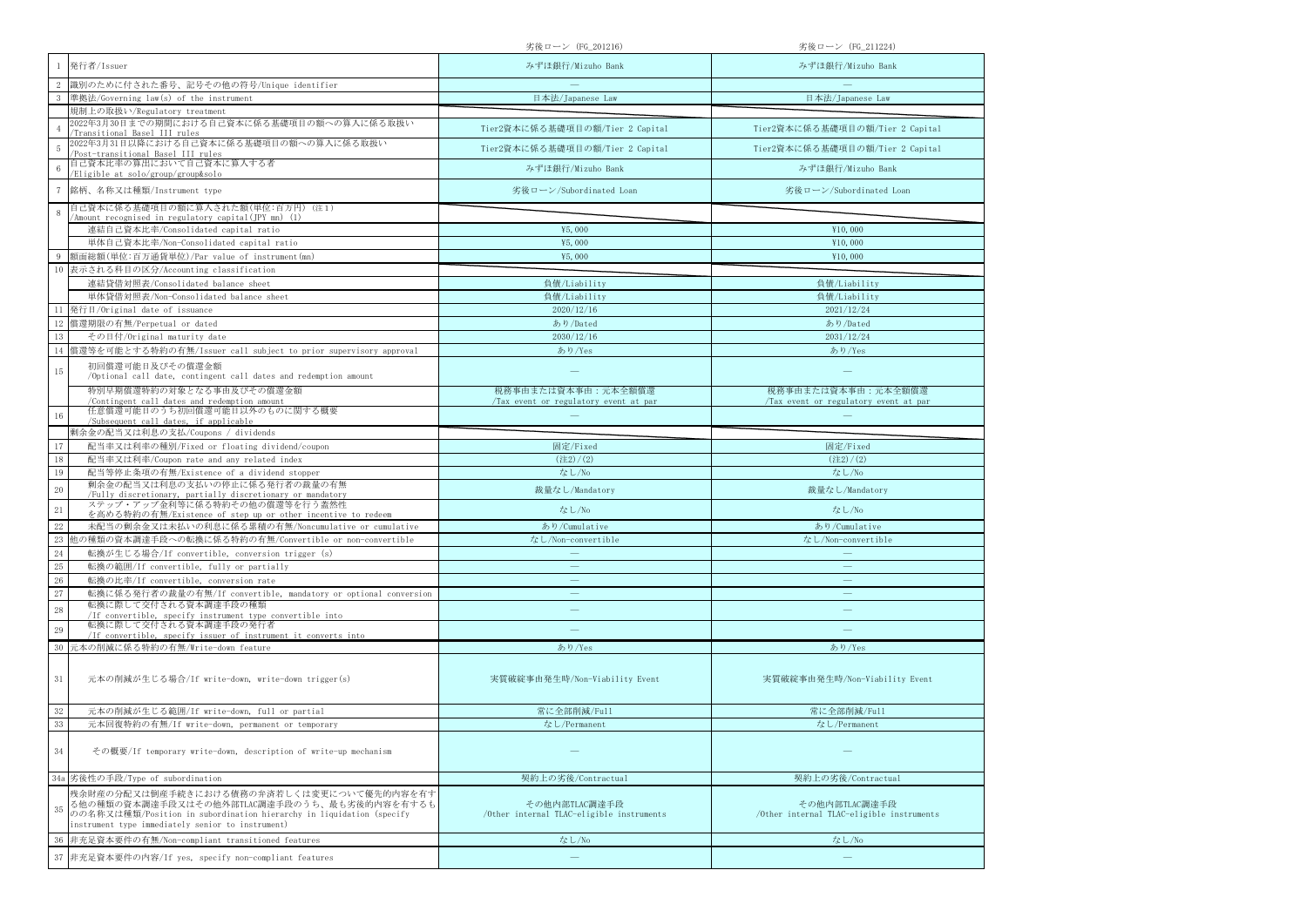| | | 劣後ローン (FG_201216) | 劣後ローン (FG_211224) |
|---|---|---|---|
| 1 | 発行者/Issuer | みずほ銀行/Mizuho Bank | みずほ銀行/Mizuho Bank |
| 2 | 識別のために付された番号、記号その他の符号/Unique identifier | — | — |
| 3 | 準拠法/Governing law(s) of the instrument | 日本法/Japanese Law | 日本法/Japanese Law |
| | 規制上の取扱い/Regulatory treatment | | |
| 4 | 2022年3月30日までの期間における自己資本に係る基礎項目の額への算入に係る取扱い /Transitional Basel III rules | Tier2資本に係る基礎項目の額/Tier 2 Capital | Tier2資本に係る基礎項目の額/Tier 2 Capital |
| 5 | 2022年3月31日以降における自己資本に係る基礎項目の額への算入に係る取扱い /Post-transitional Basel III rules | Tier2資本に係る基礎項目の額/Tier 2 Capital | Tier2資本に係る基礎項目の額/Tier 2 Capital |
| 6 | 自己資本比率の算出において自己資本に算入する者 /Eligible at solo/group/group&solo | みずほ銀行/Mizuho Bank | みずほ銀行/Mizuho Bank |
| 7 | 銘柄、名称又は種類/Instrument type | 劣後ローン/Subordinated Loan | 劣後ローン/Subordinated Loan |
| 8 | 自己資本に係る基礎項目の額に算入された額(単位:百万円) (注1) /Amount recognised in regulatory capital(JPY mn) (1) | | |
| | 連結自己資本比率/Consolidated capital ratio | ¥5,000 | ¥10,000 |
| | 単体自己資本比率/Non-Consolidated capital ratio | ¥5,000 | ¥10,000 |
| 9 | 額面総額(単位:百万通貨単位)/Par value of instrument(mn) | ¥5,000 | ¥10,000 |
| 10 | 表示される科目の区分/Accounting classification | | |
| | 連結貸借対照表/Consolidated balance sheet | 負債/Liability | 負債/Liability |
| | 単体貸借対照表/Non-Consolidated balance sheet | 負債/Liability | 負債/Liability |
| 11 | 発行日/Original date of issuance | 2020/12/16 | 2021/12/24 |
| 12 | 償還期限の有無/Perpetual or dated | あり/Dated | あり/Dated |
| 13 | その日付/Original maturity date | 2030/12/16 | 2031/12/24 |
| 14 | 償還等を可能とする特約の有無/Issuer call subject to prior supervisory approval | あり/Yes | あり/Yes |
| 15 | 初回償還可能日及びその償還金額 /Optional call date, contingent call dates and redemption amount | — | — |
| | 特別早期償還特約の対象となる事由及びその償還金額 /Contingent call dates and redemption amount | 税務事由または資本事由:元本全額償還 /Tax event or regulatory event at par | 税務事由または資本事由:元本全額償還 /Tax event or regulatory event at par |
| 16 | 任意償還可能日のうち初回償還可能日以外のものに関する概要 /Subsequent call dates, if applicable | — | — |
| | 剰余金の配当又は利息の支払/Coupons / dividends | | |
| 17 | 配当率又は利率の種別/Fixed or floating dividend/coupon | 固定/Fixed | 固定/Fixed |
| 18 | 配当率又は利率/Coupon rate and any related index | (注2)/(2) | (注2)/(2) |
| 19 | 配当等停止条項の有無/Existence of a dividend stopper | なし/No | なし/No |
| 20 | 剰余金の配当又は利息の支払いの停止に係る発行者の裁量の有無 /Fully discretionary, partially discretionary or mandatory | 裁量なし/Mandatory | 裁量なし/Mandatory |
| 21 | ステップ・アップ金利等に係る特約その他の償還等を行う蓋然性 を高める特約の有無/Existence of step up or other incentive to redeem | なし/No | なし/No |
| 22 | 未配当の剰余金又は未払いの利息に係る累積の有無/Noncumulative or cumulative | あり/Cumulative | あり/Cumulative |
| 23 | 他の種類の資本調達手段への転換に係る特約の有無/Convertible or non-convertible | なし/Non-convertible | なし/Non-convertible |
| 24 | 転換が生じる場合/If convertible, conversion trigger (s) | — | — |
| 25 | 転換の範囲/If convertible, fully or partially | — | — |
| 26 | 転換の比率/If convertible, conversion rate | — | — |
| 27 | 転換に係る発行者の裁量の有無/If convertible, mandatory or optional conversion | — | — |
| 28 | 転換に際して交付される資本調達手段の種類 /If convertible, specify instrument type convertible into | — | — |
| 29 | 転換に際して交付される資本調達手段の発行者 /If convertible, specify issuer of instrument it converts into | — | — |
| 30 | 元本の削減に係る特約の有無/Write-down feature | あり/Yes | あり/Yes |
| 31 | 元本の削減が生じる場合/If write-down, write-down trigger(s) | 実質破綻事由発生時/Non-Viability Event | 実質破綻事由発生時/Non-Viability Event |
| 32 | 元本の削減が生じる範囲/If write-down, full or partial | 常に全部削減/Full | 常に全部削減/Full |
| 33 | 元本回復特約の有無/If write-down, permanent or temporary | なし/Permanent | なし/Permanent |
| 34 | その概要/If temporary write-down, description of write-up mechanism | — | — |
| 34a | 劣後性の手段/Type of subordination | 契約上の劣後/Contractual | 契約上の劣後/Contractual |
| 35 | 残余財産の分配又は倒産手続きにおける債務の弁済若しくは変更について優先的内容を有する他の種類の資本調達手段又はその他外部TLAC調達手段のうち、最も劣後的内容を有するものの名称又は種類/Position in subordination hierarchy in liquidation (specify instrument type immediately senior to instrument) | その他内部TLAC調達手段 /Other internal TLAC-eligible instruments | その他内部TLAC調達手段 /Other internal TLAC-eligible instruments |
| 36 | 非充足資本要件の有無/Non-compliant transitioned features | なし/No | なし/No |
| 37 | 非充足資本要件の内容/If yes, specify non-compliant features | — | — |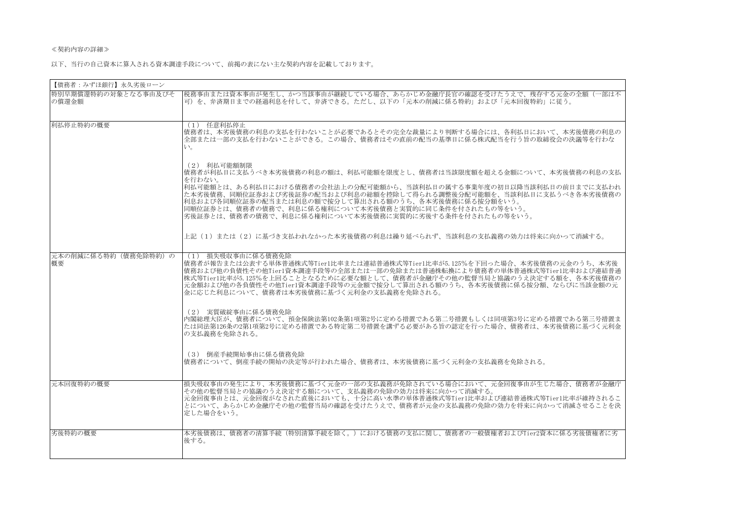≪契約内容の詳細≫

以下、当行の自己資本に算入される資本調達手段について、前掲の表にない主な契約内容を記載しております。

| 【債務者：みずほ銀行】永久劣後ローン | |
|---|---|
| 特別早期償還特約の対象となる事由及びその償還金額 | 税務事由または資本事由が発生し、かつ当該事由が継続している場合、あらかじめ金融庁長官の確認を受けたうえで、残存する元金の全額（一部は不可）を、弁済期日までの経過利息を付して、弁済できる。ただし、以下の「元本の削減に係る特約」および「元本回復特約」に従う。 |
| 利払停止特約の概要 | （1）　任意利払停止<br>債務者は、本劣後債務の利息の支払を行わないことが必要であるとその完全な裁量により判断する場合には、各利払日において、本劣後債務の利息の全部または一部の支払を行わないことができる。この場合、債務者はその直前の配当の基準日に係る株式配当を行う旨の取締役会の決議等を行わない。<br><br>（2）　利払可能額制限<br>債務者が利払日に支払うべき本劣後債務の利息の額は、利払可能額を限度とし、債務者は当該限度額を超える金額について、本劣後債務の利息の支払を行わない。<br>利払可能額とは、ある利払日における債務者の会社法上の分配可能額から、当該利払日の属する事業年度の初日以降当該利払日の前日までに支払われた本劣後債務、同順位証券および劣後証券の配当および利息の総額を控除して得られる調整後分配可能額を、当該利払日に支払うべき各本劣後債務の利息および各同順位証券の配当または利息の額で按分して算出される額のうち、各本劣後債務に係る按分額をいう。<br>同順位証券とは、債務者の債務で、利息に係る権利について本劣後債務と実質的に同じ条件を付されたもの等をいう。<br>劣後証券とは、債務者の債務で、利息に係る権利について本劣後債務に実質的に劣後する条件を付されたもの等をいう。<br><br>上記（1）または（2）に基づき支払われなかった本劣後債務の利息は繰り延べられず、当該利息の支払義務の効力は将来に向かって消滅する。 |
| 元本の削減に係る特約（債務免除特約）の概要 | （1）　損失吸収事由に係る債務免除<br>債務者が報告または公表する単体普通株式等Tier1比率または連結普通株式等Tier1比率が5.125%を下回った場合、本劣後債務の元金のうち、本劣後債務および他の負債性その他Tier1資本調達手段等の全部または一部の免除または普通株転換により債務者の単体普通株式等Tier1比率および連結普通株式等Tier1比率が5.125%を上回ることとなるために必要な額として、債務者が金融庁その他の監督当局と協議のうえ決定する額を、各本劣後債務の元金額および他の各負債性その他Tier1資本調達手段等の元金額で按分して算出される額のうち、各本劣後債務に係る按分額、ならびに当該金額の元金に応じた利息について、債務者は本劣後債務に基づく元利金の支払義務を免除される。<br><br>（2）　実質破綻事由に係る債務免除<br>内閣総理大臣が、債務者について、預金保険法第102条第1項第2号に定める措置である第二号措置もしくは同項第3号に定める措置である第三号措置または同法第126条の2第1項第2号に定める措置である特定第二号措置を講ずる必要がある旨の認定を行った場合、債務者は、本劣後債務に基づく元利金の支払義務を免除される。<br><br>（3）　倒産手続開始事由に係る債務免除<br>債務者について、倒産手続の開始の決定等が行われた場合、債務者は、本劣後債務に基づく元利金の支払義務を免除される。 |
| 元本回復特約の概要 | 損失吸収事由の発生により、本劣後債務に基づく元金の一部の支払義務が免除されている場合において、元金回復事由が生じた場合、債務者が金融庁その他の監督当局との協議のうえ決定する額について、支払義務の免除の効力は将来に向かって消滅する。<br>元金回復事由とは、元金回復がなされた直後においても、十分に高い水準の単体普通株式等Tier1比率および連結普通株式等Tier1比率が維持されることについて、あらかじめ金融庁その他の監督当局の確認を受けたうえで、債務者が元金の支払義務の免除の効力を将来に向かって消滅させることを決定した場合をいう。 |
| 劣後特約の概要 | 本劣後債務は、債務者の清算手続（特別清算手続を除く。）における債務の支払に関し、債務者の一般債権者およびTier2資本に係る劣後債権者に劣後する。 |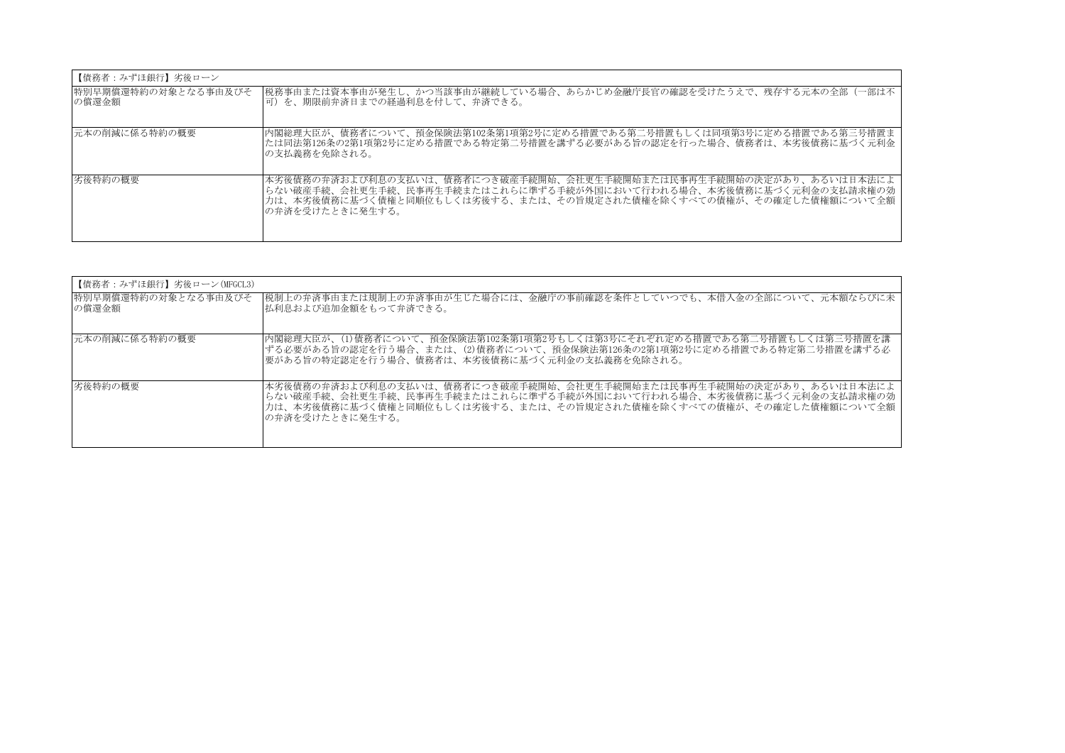| 【債務者：みずほ銀行】劣後ローン | |
|---|---|
| 特別早期償還特約の対象となる事由及びその償還金額 | 税務事由または資本事由が発生し、かつ当該事由が継続している場合、あらかじめ金融庁長官の確認を受けたうえで、残存する元本の全部（一部は不可）を、期限前弁済日までの経過利息を付して、弁済できる。 |
| 元本の削減に係る特約の概要 | 内閣総理大臣が、債務者について、預金保険法第102条第1項第2号に定める措置である第二号措置もしくは同項第3号に定める措置である第三号措置または同法第126条の2第1項第2号に定める措置である特定第二号措置を講ずる必要がある旨の認定を行った場合、債務者は、本劣後債務に基づく元利金の支払義務を免除される。 |
| 劣後特約の概要 | 本劣後債務の弁済および利息の支払いは、債務者につき破産手続開始、会社更生手続開始または民事再生手続開始の決定があり、あるいは日本法によらない破産手続、会社更生手続、民事再生手続またはこれらに準ずる手続が外国において行われる場合、本劣後債務に基づく元利金の支払請求権の効力は、本劣後債務に基づく債権と同順位もしくは劣後する、または、その旨規定された債権を除くすべての債権が、その確定した債権額について全額の弁済を受けたときに発生する。 |

| 【債務者：みずほ銀行】劣後ローン(MFGCL3) | |
|---|---|
| 特別早期償還特約の対象となる事由及びその償還金額 | 税制上の弁済事由または規制上の弁済事由が生じた場合には、金融庁の事前確認を条件としていつでも、本借入金の全部について、元本額ならびに未払利息および追加金額をもって弁済できる。 |
| 元本の削減に係る特約の概要 | 内閣総理大臣が、(1)債務者について、預金保険法第102条第1項第2号もしくは第3号にそれぞれ定める措置である第二号措置もしくは第三号措置を講ずる必要がある旨の認定を行う場合、または、(2)債務者について、預金保険法第126条の2第1項第2号に定める措置である特定第二号措置を講ずる必要がある旨の特定認定を行う場合、債務者は、本劣後債務に基づく元利金の支払義務を免除される。 |
| 劣後特約の概要 | 本劣後債務の弁済および利息の支払いは、債務者につき破産手続開始、会社更生手続開始または民事再生手続開始の決定があり、あるいは日本法によらない破産手続、会社更生手続、民事再生手続またはこれらに準ずる手続が外国において行われる場合、本劣後債務に基づく元利金の支払請求権の効力は、本劣後債務に基づく債権と同順位もしくは劣後する、または、その旨規定された債権を除くすべての債権が、その確定した債権額について全額の弁済を受けたときに発生する。 |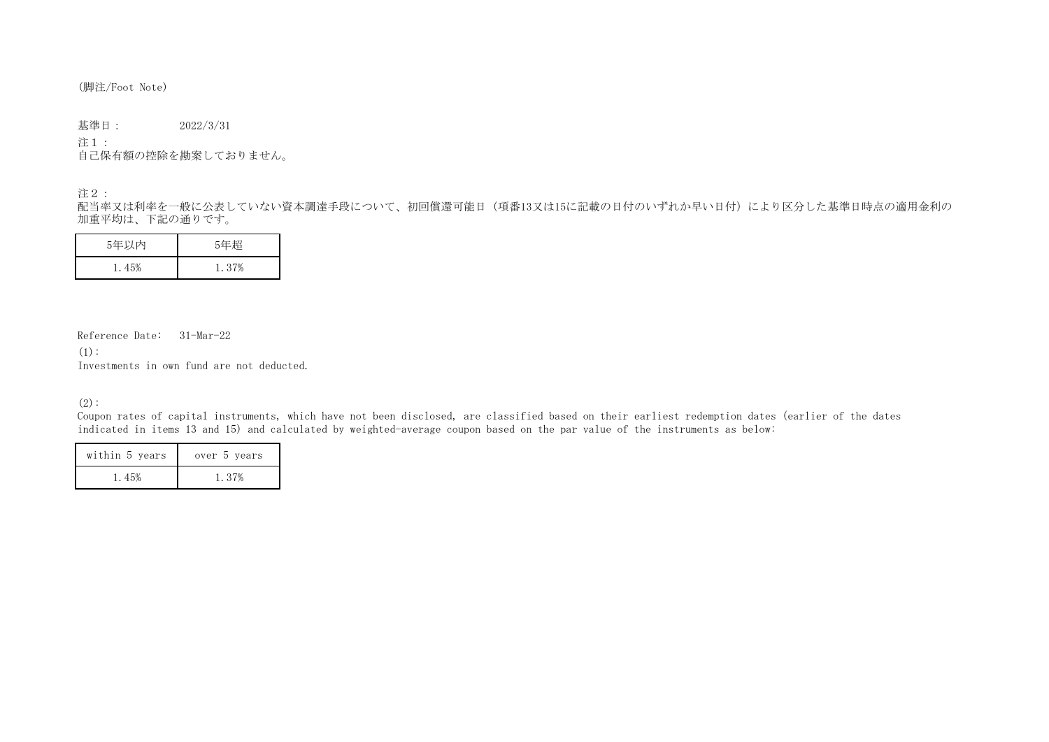(脚注/Foot Note)

基準日：　2022/3/31

注１：
自己保有額の控除を勘案しておりません。

注２：
配当率又は利率を一般に公表していない資本調達手段について、初回償還可能日（項番13又は15に記載の日付のいずれか早い日付）により区分した基準日時点の適用金利の加重平均は、下記の通りです。

| 5年以内 | 5年超 |
| --- | --- |
| 1.45% | 1.37% |

Reference Date:　31-Mar-22

(1):
Investments in own fund are not deducted.

(2):
Coupon rates of capital instruments, which have not been disclosed, are classified based on their earliest redemption dates (earlier of the dates indicated in items 13 and 15) and calculated by weighted-average coupon based on the par value of the instruments as below:

| within 5 years | over 5 years |
| --- | --- |
| 1.45% | 1.37% |